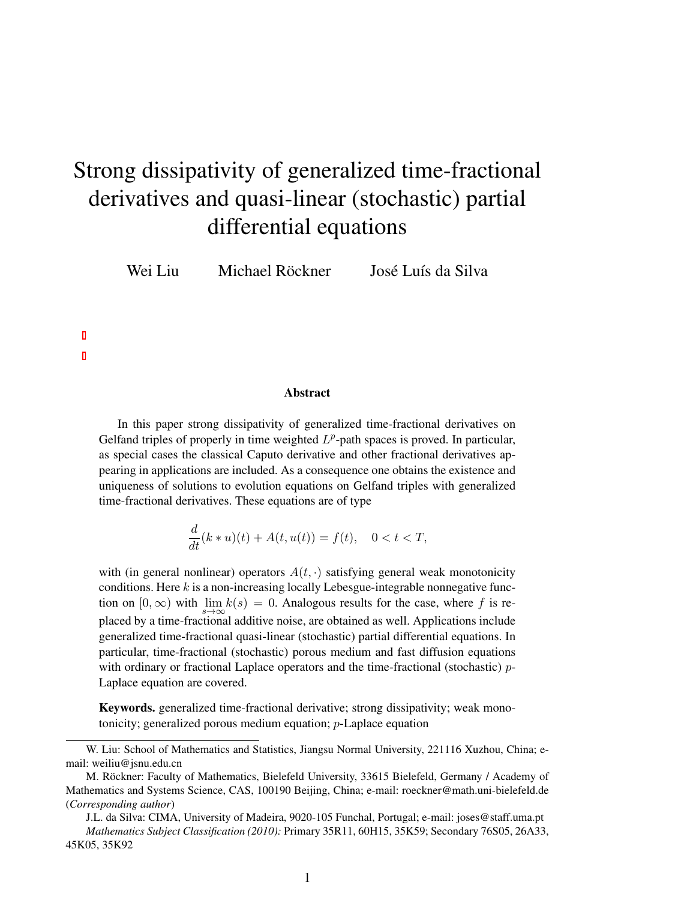# Strong dissipativity of generalized time-fractional derivatives and quasi-linear (stochastic) partial differential equations

Wei Liu Michael Röckner José Luís da Silva

## Abstract

In this paper strong dissipativity of generalized time-fractional derivatives on Gelfand triples of properly in time weighted $L^p$-path spaces is proved. In particular, as special cases the classical Caputo derivative and other fractional derivatives appearing in applications are included. As a consequence one obtains the existence and uniqueness of solutions to evolution equations on Gelfand triples with generalized time-fractional derivatives. These equations are of type

$$\frac{d}{dt}(k * u)(t) + A(t, u(t)) = f(t), \quad 0 < t < T,$$

with (in general nonlinear) operators $A(t, \cdot)$ satisfying general weak monotonicity conditions. Here $k$ is a non-increasing locally Lebesgue-integrable nonnegative function on $[0, \infty)$ with $\lim_{s \to \infty} k(s) = 0$. Analogous results for the case, where $f$ is replaced by a time-fractional additive noise, are obtained as well. Applications include generalized time-fractional quasi-linear (stochastic) partial differential equations. In particular, time-fractional (stochastic) porous medium and fast diffusion equations with ordinary or fractional Laplace operators and the time-fractional (stochastic) $p$-Laplace equation are covered.

**Keywords.** generalized time-fractional derivative; strong dissipativity; weak monotonicity; generalized porous medium equation; $p$-Laplace equation

W. Liu: School of Mathematics and Statistics, Jiangsu Normal University, 221116 Xuzhou, China; e-mail: weiliu@jsnu.edu.cn

M. Röckner: Faculty of Mathematics, Bielefeld University, 33615 Bielefeld, Germany / Academy of Mathematics and Systems Science, CAS, 100190 Beijing, China; e-mail: roeckner@math.uni-bielefeld.de (*Corresponding author*)

J.L. da Silva: CIMA, University of Madeira, 9020-105 Funchal, Portugal; e-mail: joses@staff.uma.pt

*Mathematics Subject Classification (2010):* Primary 35R11, 60H15, 35K59; Secondary 76S05, 26A33, 45K05, 35K92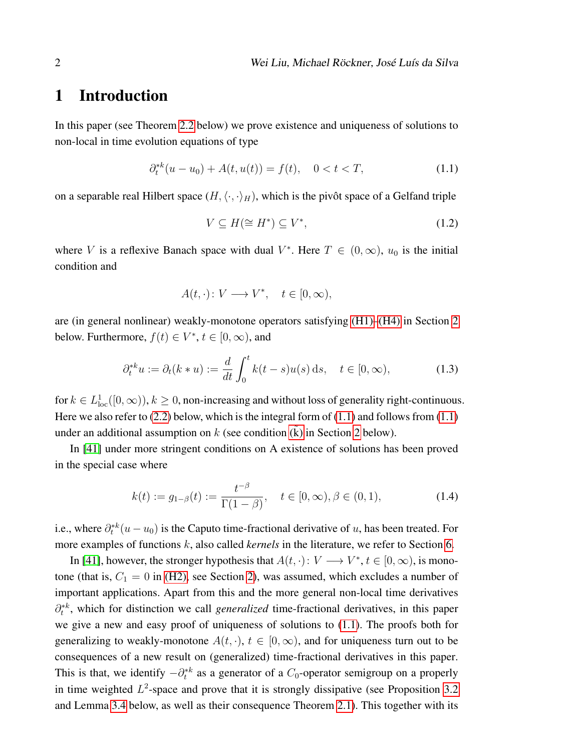# 1 Introduction

In this paper (see Theorem 2.2 below) we prove existence and uniqueness of solutions to non-local in time evolution equations of type

$$\partial_t^{*k}(u - u_0) + A(t, u(t)) = f(t), \quad 0 < t < T, \tag{1.1}$$

on a separable real Hilbert space $(H, \langle \cdot, \cdot \rangle_H)$, which is the pivôt space of a Gelfand triple

$$V \subseteq H(\cong H^*) \subseteq V^*, \tag{1.2}$$

where $V$ is a reflexive Banach space with dual $V^*$. Here $T \in (0, \infty)$, $u_0$ is the initial condition and

$$A(t, \cdot)\colon V \longrightarrow V^*, \quad t \in [0, \infty),$$

are (in general nonlinear) weakly-monotone operators satisfying (H1)–(H4) in Section 2 below. Furthermore, $f(t) \in V^*$, $t \in [0, \infty)$, and

$$\partial_t^{*k} u := \partial_t(k * u) := \frac{d}{dt} \int_0^t k(t-s) u(s)\, \mathrm{d}s, \quad t \in [0, \infty), \tag{1.3}$$

for $k \in L^1_{\mathrm{loc}}([0, \infty))$, $k \geq 0$, non-increasing and without loss of generality right-continuous. Here we also refer to (2.2) below, which is the integral form of (1.1) and follows from (1.1) under an additional assumption on $k$ (see condition ($\tilde{\mathrm{k}}$) in Section 2 below).

In [41] under more stringent conditions on A existence of solutions has been proved in the special case where

$$k(t) := g_{1-\beta}(t) := \frac{t^{-\beta}}{\Gamma(1-\beta)}, \quad t \in [0, \infty), \beta \in (0, 1), \tag{1.4}$$

i.e., where $\partial_t^{*k}(u - u_0)$ is the Caputo time-fractional derivative of $u$, has been treated. For more examples of functions $k$, also called *kernels* in the literature, we refer to Section 6.

In [41], however, the stronger hypothesis that $A(t, \cdot)\colon V \longrightarrow V^*$, $t \in [0, \infty)$, is monotone (that is, $C_1 = 0$ in (H2), see Section 2), was assumed, which excludes a number of important applications. Apart from this and the more general non-local time derivatives $\partial_t^{*k}$, which for distinction we call *generalized* time-fractional derivatives, in this paper we give a new and easy proof of uniqueness of solutions to (1.1). The proofs both for generalizing to weakly-monotone $A(t, \cdot)$, $t \in [0, \infty)$, and for uniqueness turn out to be consequences of a new result on (generalized) time-fractional derivatives in this paper. This is that, we identify $-\partial_t^{*k}$ as a generator of a $C_0$-operator semigroup on a properly in time weighted $L^2$-space and prove that it is strongly dissipative (see Proposition 3.2 and Lemma 3.4 below, as well as their consequence Theorem 2.1). This together with its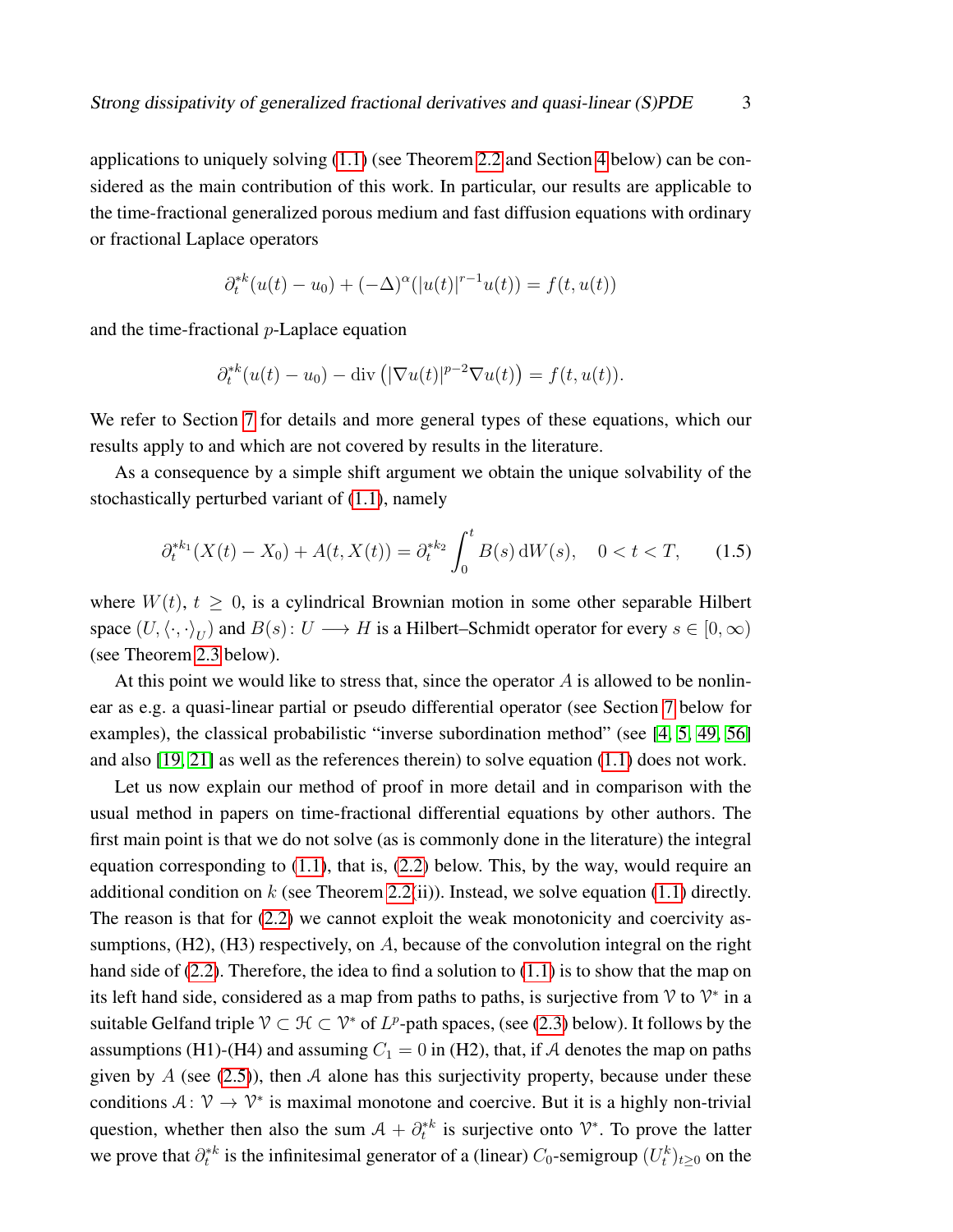applications to uniquely solving (1.1) (see Theorem 2.2 and Section 4 below) can be considered as the main contribution of this work. In particular, our results are applicable to the time-fractional generalized porous medium and fast diffusion equations with ordinary or fractional Laplace operators

$$\partial_t^{*k}(u(t) - u_0) + (-\Delta)^\alpha(|u(t)|^{r-1}u(t)) = f(t, u(t))$$

and the time-fractional $p$-Laplace equation

$$\partial_t^{*k}(u(t) - u_0) - \operatorname{div}\left(|\nabla u(t)|^{p-2}\nabla u(t)\right) = f(t, u(t)).$$

We refer to Section 7 for details and more general types of these equations, which our results apply to and which are not covered by results in the literature.

As a consequence by a simple shift argument we obtain the unique solvability of the stochastically perturbed variant of (1.1), namely

$$\partial_t^{*k_1}(X(t) - X_0) + A(t, X(t)) = \partial_t^{*k_2} \int_0^t B(s)\,\mathrm{d}W(s), \quad 0 < t < T, \tag{1.5}$$

where $W(t)$, $t \geq 0$, is a cylindrical Brownian motion in some other separable Hilbert space $(U, \langle\cdot,\cdot\rangle_U)$ and $B(s)\colon U \longrightarrow H$ is a Hilbert–Schmidt operator for every $s \in [0, \infty)$ (see Theorem 2.3 below).

At this point we would like to stress that, since the operator $A$ is allowed to be nonlinear as e.g. a quasi-linear partial or pseudo differential operator (see Section 7 below for examples), the classical probabilistic "inverse subordination method" (see [4, 5, 49, 56] and also [19, 21] as well as the references therein) to solve equation (1.1) does not work.

Let us now explain our method of proof in more detail and in comparison with the usual method in papers on time-fractional differential equations by other authors. The first main point is that we do not solve (as is commonly done in the literature) the integral equation corresponding to (1.1), that is, (2.2) below. This, by the way, would require an additional condition on $k$ (see Theorem 2.2(ii)). Instead, we solve equation (1.1) directly. The reason is that for (2.2) we cannot exploit the weak monotonicity and coercivity assumptions, (H2), (H3) respectively, on $A$, because of the convolution integral on the right hand side of (2.2). Therefore, the idea to find a solution to (1.1) is to show that the map on its left hand side, considered as a map from paths to paths, is surjective from $\mathcal{V}$ to $\mathcal{V}^*$ in a suitable Gelfand triple $\mathcal{V} \subset \mathcal{H} \subset \mathcal{V}^*$ of $L^p$-path spaces, (see (2.3) below). It follows by the assumptions (H1)-(H4) and assuming $C_1 = 0$ in (H2), that, if $\mathcal{A}$ denotes the map on paths given by $A$ (see (2.5)), then $\mathcal{A}$ alone has this surjectivity property, because under these conditions $\mathcal{A}\colon \mathcal{V} \to \mathcal{V}^*$ is maximal monotone and coercive. But it is a highly non-trivial question, whether then also the sum $\mathcal{A} + \partial_t^{*k}$ is surjective onto $\mathcal{V}^*$. To prove the latter we prove that $\partial_t^{*k}$ is the infinitesimal generator of a (linear) $C_0$-semigroup $(U_t^k)_{t\geq 0}$ on the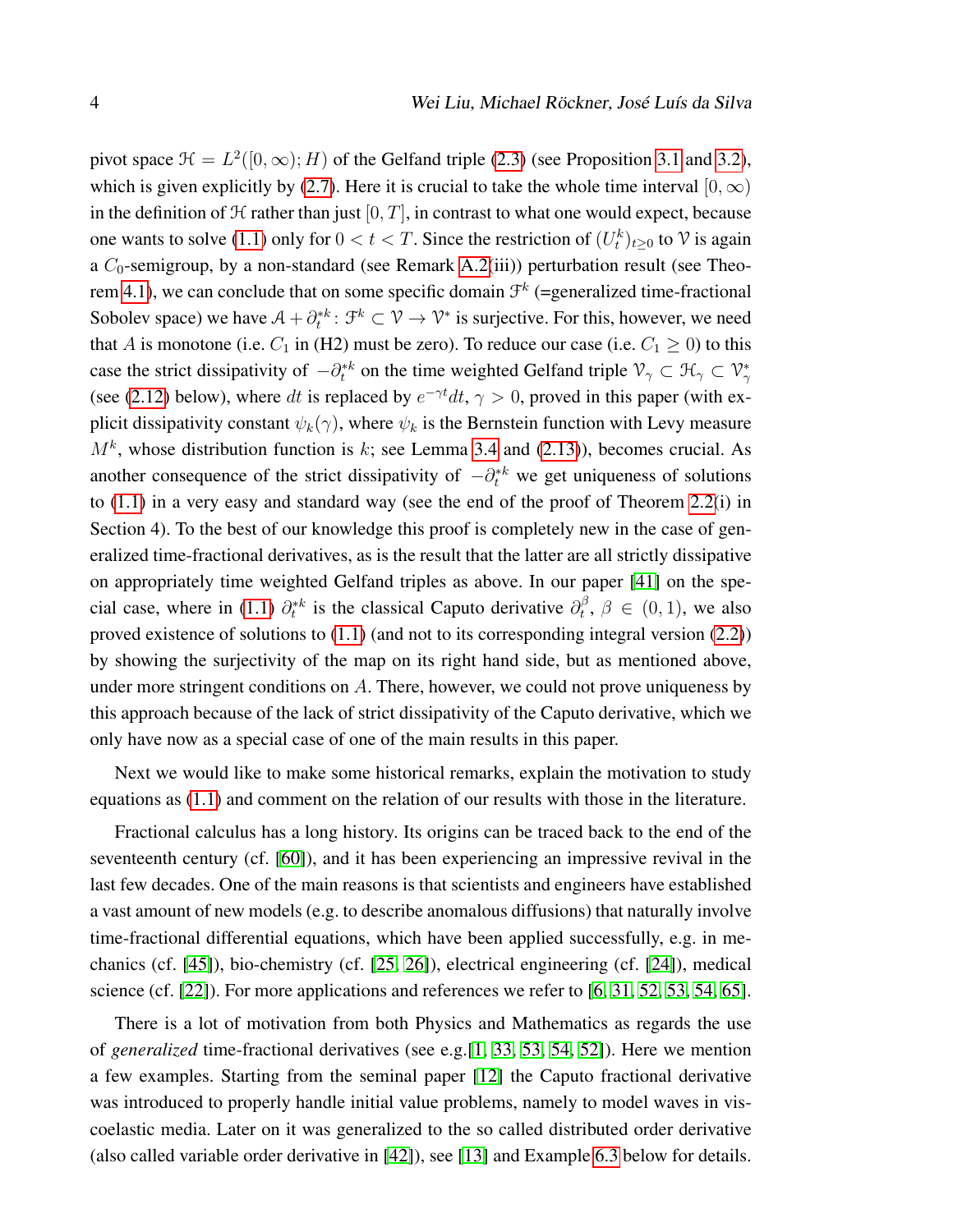pivot space $\mathcal{H} = L^2([0,\infty); H)$ of the Gelfand triple (2.3) (see Proposition 3.1 and 3.2), which is given explicitly by (2.7). Here it is crucial to take the whole time interval $[0,\infty)$ in the definition of $\mathcal{H}$ rather than just $[0,T]$, in contrast to what one would expect, because one wants to solve (1.1) only for $0 < t < T$. Since the restriction of $(U_t^k)_{t\geq 0}$ to $\mathcal{V}$ is again a $C_0$-semigroup, by a non-standard (see Remark A.2(iii)) perturbation result (see Theorem 4.1), we can conclude that on some specific domain $\mathcal{F}^k$ (=generalized time-fractional Sobolev space) we have $\mathcal{A} + \partial_t^{*k} \colon \mathcal{F}^k \subset \mathcal{V} \to \mathcal{V}^*$ is surjective. For this, however, we need that $A$ is monotone (i.e. $C_1$ in (H2) must be zero). To reduce our case (i.e. $C_1 \geq 0$) to this case the strict dissipativity of $-\partial_t^{*k}$ on the time weighted Gelfand triple $\mathcal{V}_\gamma \subset \mathcal{H}_\gamma \subset \mathcal{V}_\gamma^*$ (see (2.12) below), where $dt$ is replaced by $e^{-\gamma t}dt$, $\gamma > 0$, proved in this paper (with explicit dissipativity constant $\psi_k(\gamma)$, where $\psi_k$ is the Bernstein function with Levy measure $M^k$, whose distribution function is $k$; see Lemma 3.4 and (2.13)), becomes crucial. As another consequence of the strict dissipativity of $-\partial_t^{*k}$ we get uniqueness of solutions to (1.1) in a very easy and standard way (see the end of the proof of Theorem 2.2(i) in Section 4). To the best of our knowledge this proof is completely new in the case of generalized time-fractional derivatives, as is the result that the latter are all strictly dissipative on appropriately time weighted Gelfand triples as above. In our paper [41] on the special case, where in (1.1) $\partial_t^{*k}$ is the classical Caputo derivative $\partial_t^\beta$, $\beta \in (0,1)$, we also proved existence of solutions to (1.1) (and not to its corresponding integral version (2.2)) by showing the surjectivity of the map on its right hand side, but as mentioned above, under more stringent conditions on $A$. There, however, we could not prove uniqueness by this approach because of the lack of strict dissipativity of the Caputo derivative, which we only have now as a special case of one of the main results in this paper.

Next we would like to make some historical remarks, explain the motivation to study equations as (1.1) and comment on the relation of our results with those in the literature.

Fractional calculus has a long history. Its origins can be traced back to the end of the seventeenth century (cf. [60]), and it has been experiencing an impressive revival in the last few decades. One of the main reasons is that scientists and engineers have established a vast amount of new models (e.g. to describe anomalous diffusions) that naturally involve time-fractional differential equations, which have been applied successfully, e.g. in mechanics (cf. [45]), bio-chemistry (cf. [25, 26]), electrical engineering (cf. [24]), medical science (cf. [22]). For more applications and references we refer to [6, 31, 52, 53, 54, 65].

There is a lot of motivation from both Physics and Mathematics as regards the use of *generalized* time-fractional derivatives (see e.g.[1, 33, 53, 54, 52]). Here we mention a few examples. Starting from the seminal paper [12] the Caputo fractional derivative was introduced to properly handle initial value problems, namely to model waves in viscoelastic media. Later on it was generalized to the so called distributed order derivative (also called variable order derivative in [42]), see [13] and Example 6.3 below for details.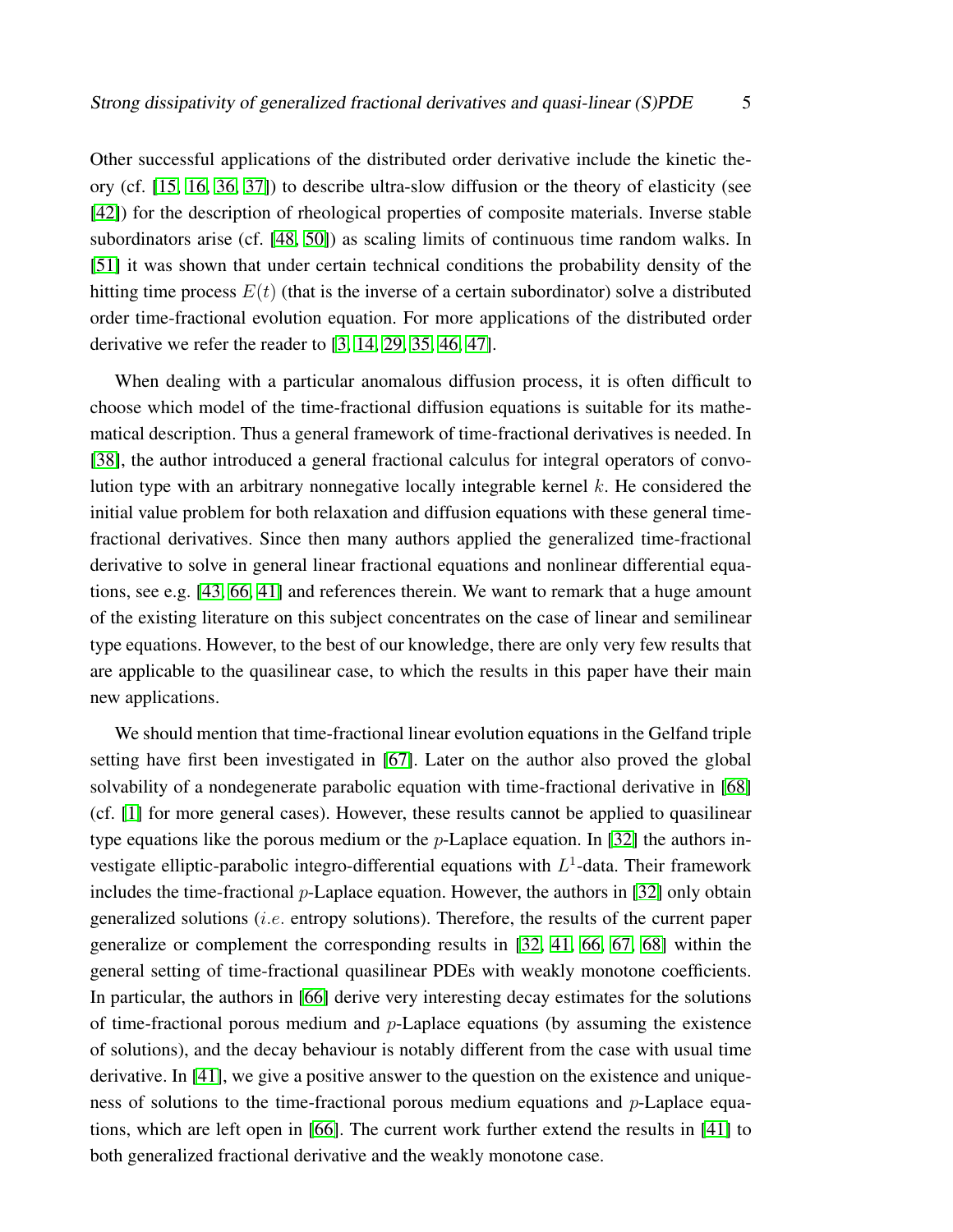Other successful applications of the distributed order derivative include the kinetic theory (cf. [15, 16, 36, 37]) to describe ultra-slow diffusion or the theory of elasticity (see [42]) for the description of rheological properties of composite materials. Inverse stable subordinators arise (cf. [48, 50]) as scaling limits of continuous time random walks. In [51] it was shown that under certain technical conditions the probability density of the hitting time process $E(t)$ (that is the inverse of a certain subordinator) solve a distributed order time-fractional evolution equation. For more applications of the distributed order derivative we refer the reader to [3, 14, 29, 35, 46, 47].

When dealing with a particular anomalous diffusion process, it is often difficult to choose which model of the time-fractional diffusion equations is suitable for its mathematical description. Thus a general framework of time-fractional derivatives is needed. In [38], the author introduced a general fractional calculus for integral operators of convolution type with an arbitrary nonnegative locally integrable kernel $k$. He considered the initial value problem for both relaxation and diffusion equations with these general time-fractional derivatives. Since then many authors applied the generalized time-fractional derivative to solve in general linear fractional equations and nonlinear differential equations, see e.g. [43, 66, 41] and references therein. We want to remark that a huge amount of the existing literature on this subject concentrates on the case of linear and semilinear type equations. However, to the best of our knowledge, there are only very few results that are applicable to the quasilinear case, to which the results in this paper have their main new applications.

We should mention that time-fractional linear evolution equations in the Gelfand triple setting have first been investigated in [67]. Later on the author also proved the global solvability of a nondegenerate parabolic equation with time-fractional derivative in [68] (cf. [1] for more general cases). However, these results cannot be applied to quasilinear type equations like the porous medium or the $p$-Laplace equation. In [32] the authors investigate elliptic-parabolic integro-differential equations with $L^1$-data. Their framework includes the time-fractional $p$-Laplace equation. However, the authors in [32] only obtain generalized solutions (*i.e.* entropy solutions). Therefore, the results of the current paper generalize or complement the corresponding results in [32, 41, 66, 67, 68] within the general setting of time-fractional quasilinear PDEs with weakly monotone coefficients. In particular, the authors in [66] derive very interesting decay estimates for the solutions of time-fractional porous medium and $p$-Laplace equations (by assuming the existence of solutions), and the decay behaviour is notably different from the case with usual time derivative. In [41], we give a positive answer to the question on the existence and uniqueness of solutions to the time-fractional porous medium equations and $p$-Laplace equations, which are left open in [66]. The current work further extend the results in [41] to both generalized fractional derivative and the weakly monotone case.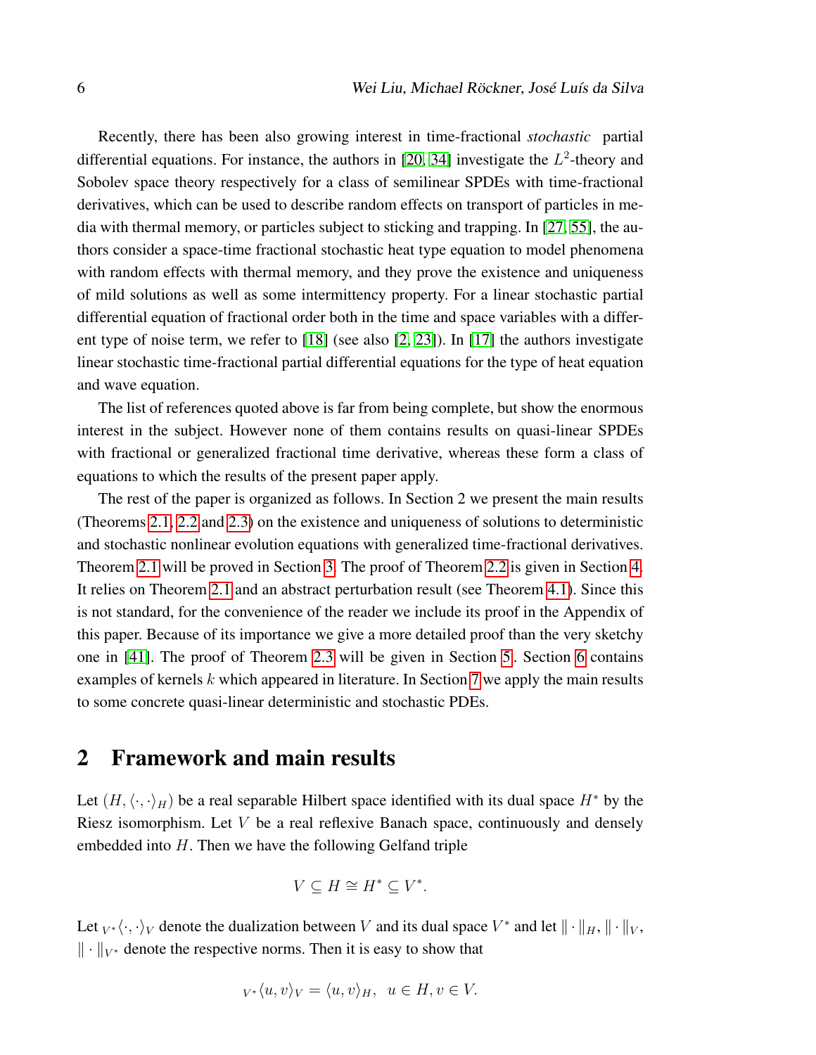Recently, there has been also growing interest in time-fractional *stochastic* partial differential equations. For instance, the authors in [20, 34] investigate the $L^2$-theory and Sobolev space theory respectively for a class of semilinear SPDEs with time-fractional derivatives, which can be used to describe random effects on transport of particles in media with thermal memory, or particles subject to sticking and trapping. In [27, 55], the authors consider a space-time fractional stochastic heat type equation to model phenomena with random effects with thermal memory, and they prove the existence and uniqueness of mild solutions as well as some intermittency property. For a linear stochastic partial differential equation of fractional order both in the time and space variables with a different type of noise term, we refer to [18] (see also [2, 23]). In [17] the authors investigate linear stochastic time-fractional partial differential equations for the type of heat equation and wave equation.

The list of references quoted above is far from being complete, but show the enormous interest in the subject. However none of them contains results on quasi-linear SPDEs with fractional or generalized fractional time derivative, whereas these form a class of equations to which the results of the present paper apply.

The rest of the paper is organized as follows. In Section 2 we present the main results (Theorems 2.1, 2.2 and 2.3) on the existence and uniqueness of solutions to deterministic and stochastic nonlinear evolution equations with generalized time-fractional derivatives. Theorem 2.1 will be proved in Section 3. The proof of Theorem 2.2 is given in Section 4. It relies on Theorem 2.1 and an abstract perturbation result (see Theorem 4.1). Since this is not standard, for the convenience of the reader we include its proof in the Appendix of this paper. Because of its importance we give a more detailed proof than the very sketchy one in [41]. The proof of Theorem 2.3 will be given in Section 5. Section 6 contains examples of kernels $k$ which appeared in literature. In Section 7 we apply the main results to some concrete quasi-linear deterministic and stochastic PDEs.

## 2 Framework and main results

Let $(H, \langle\cdot,\cdot\rangle_H)$ be a real separable Hilbert space identified with its dual space $H^*$ by the Riesz isomorphism. Let $V$ be a real reflexive Banach space, continuously and densely embedded into $H$. Then we have the following Gelfand triple

$$V \subseteq H \cong H^* \subseteq V^*.$$

Let ${}_{V^*}\langle\cdot,\cdot\rangle_V$ denote the dualization between $V$ and its dual space $V^*$ and let $\|\cdot\|_H$, $\|\cdot\|_V$, $\|\cdot\|_{V^*}$ denote the respective norms. Then it is easy to show that

$${}_{V^*}\langle u, v\rangle_V = \langle u, v\rangle_H, \;\; u \in H, v \in V.$$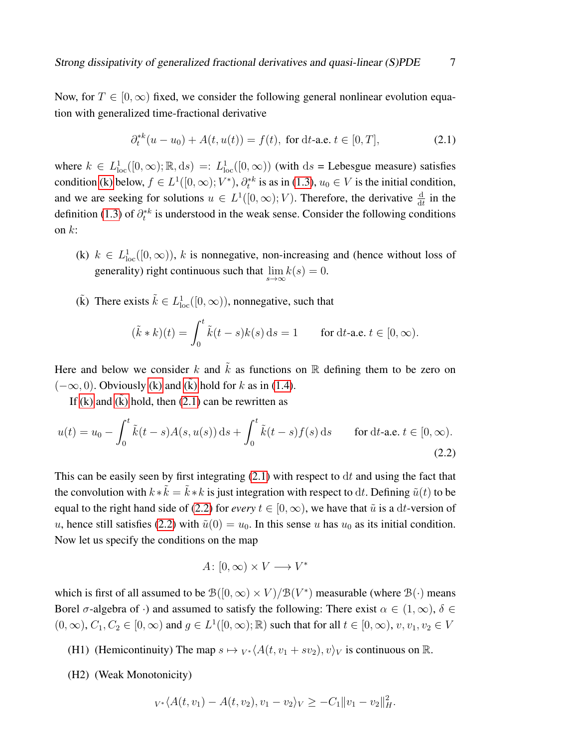Now, for $T \in [0, \infty)$ fixed, we consider the following general nonlinear evolution equation with generalized time-fractional derivative

$$\partial_t^{*k}(u - u_0) + A(t, u(t)) = f(t), \text{ for } \mathrm{d}t\text{-a.e. } t \in [0, T], \tag{2.1}$$

where $k \in L^1_{\mathrm{loc}}([0,\infty); \mathbb{R}, \mathrm{d}s) =: L^1_{\mathrm{loc}}([0,\infty))$ (with $\mathrm{d}s$ = Lebesgue measure) satisfies condition (k) below, $f \in L^1([0,\infty); V^*)$, $\partial_t^{*k}$ is as in (1.3), $u_0 \in V$ is the initial condition, and we are seeking for solutions $u \in L^1([0,\infty); V)$. Therefore, the derivative $\frac{\mathrm{d}}{\mathrm{d}t}$ in the definition (1.3) of $\partial_t^{*k}$ is understood in the weak sense. Consider the following conditions on $k$:

(k) $k \in L^1_{\mathrm{loc}}([0,\infty))$, $k$ is nonnegative, non-increasing and (hence without loss of generality) right continuous such that $\lim_{s \to \infty} k(s) = 0$.

($\tilde{\mathrm{k}}$) There exists $\tilde{k} \in L^1_{\mathrm{loc}}([0,\infty))$, nonnegative, such that

$$(\tilde{k} * k)(t) = \int_0^t \tilde{k}(t-s) k(s)\, \mathrm{d}s = 1 \qquad \text{for } \mathrm{d}t\text{-a.e. } t \in [0,\infty).$$

Here and below we consider $k$ and $\tilde{k}$ as functions on $\mathbb{R}$ defining them to be zero on $(-\infty, 0)$. Obviously (k) and ($\tilde{\mathrm{k}}$) hold for $k$ as in (1.4).

If (k) and ($\tilde{\mathrm{k}}$) hold, then (2.1) can be rewritten as

$$u(t) = u_0 - \int_0^t \tilde{k}(t-s) A(s, u(s))\, \mathrm{d}s + \int_0^t \tilde{k}(t-s) f(s)\, \mathrm{d}s \qquad \text{for } \mathrm{d}t\text{-a.e. } t \in [0,\infty). \tag{2.2}$$

This can be easily seen by first integrating (2.1) with respect to $\mathrm{d}t$ and using the fact that the convolution with $k * \tilde{k} = \tilde{k} * k$ is just integration with respect to $\mathrm{d}t$. Defining $\tilde{u}(t)$ to be equal to the right hand side of (2.2) for *every* $t \in [0,\infty)$, we have that $\tilde{u}$ is a $\mathrm{d}t$-version of $u$, hence still satisfies (2.2) with $\tilde{u}(0) = u_0$. In this sense $u$ has $u_0$ as its initial condition. Now let us specify the conditions on the map

$$A\colon [0,\infty) \times V \longrightarrow V^*$$

which is first of all assumed to be $\mathcal{B}([0,\infty) \times V)/\mathcal{B}(V^*)$ measurable (where $\mathcal{B}(\cdot)$ means Borel $\sigma$-algebra of $\cdot$) and assumed to satisfy the following: There exist $\alpha \in (1,\infty)$, $\delta \in (0,\infty)$, $C_1, C_2 \in [0,\infty)$ and $g \in L^1([0,\infty); \mathbb{R})$ such that for all $t \in [0,\infty)$, $v, v_1, v_2 \in V$

(H1) (Hemicontinuity) The map $s \mapsto {}_{V^*}\langle A(t, v_1 + s v_2), v\rangle_V$ is continuous on $\mathbb{R}$.

(H2) (Weak Monotonicity)

$${}_{V^*}\langle A(t, v_1) - A(t, v_2), v_1 - v_2\rangle_V \geq -C_1 \|v_1 - v_2\|_H^2.$$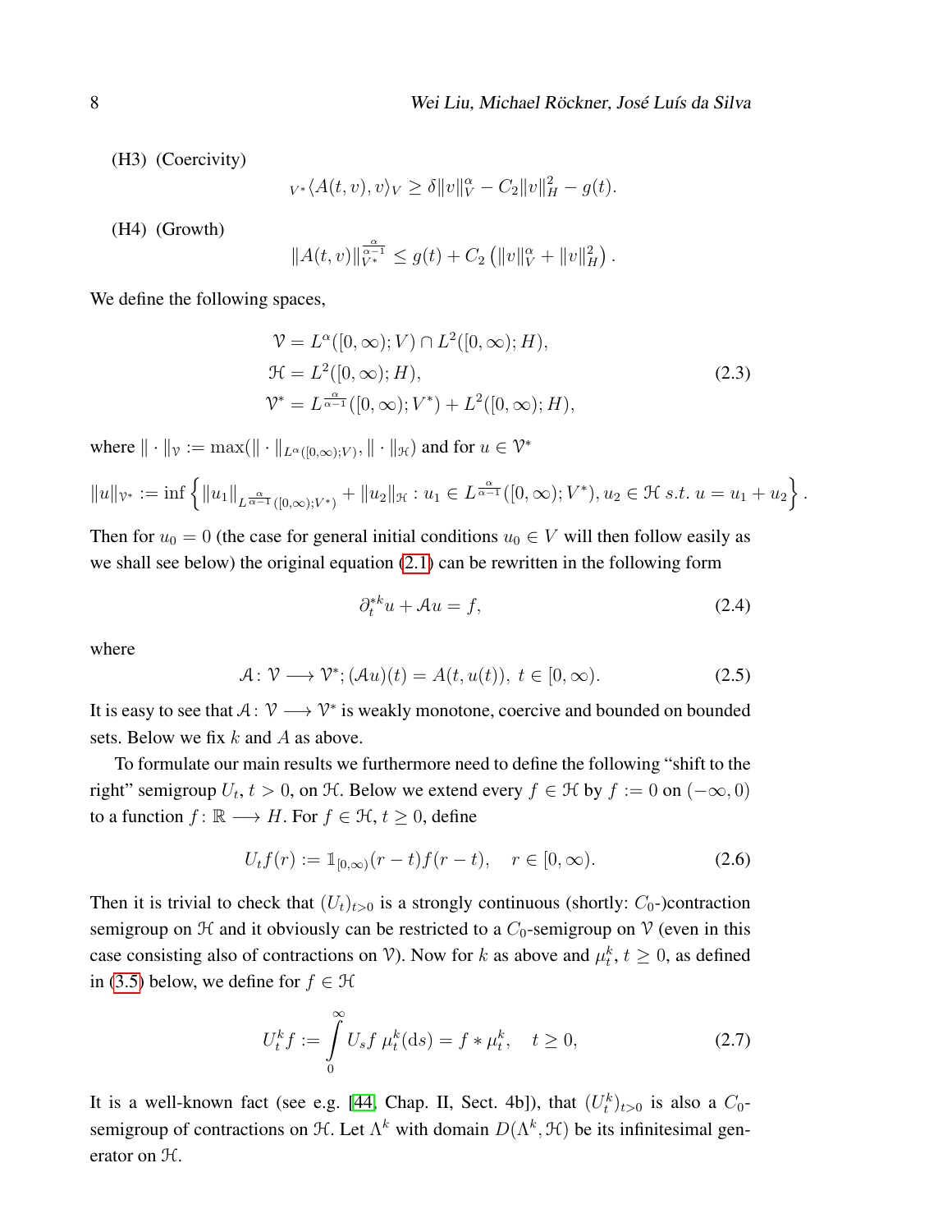(H3) (Coercivity)

$$
{}_{V^*}\langle A(t,v), v\rangle_V \geq \delta \|v\|_V^\alpha - C_2\|v\|_H^2 - g(t).
$$

(H4) (Growth)

$$
\|A(t,v)\|_{V^*}^{\frac{\alpha}{\alpha-1}} \leq g(t) + C_2\left(\|v\|_V^\alpha + \|v\|_H^2\right).
$$

We define the following spaces,

$$
\begin{aligned}
\mathcal{V} &= L^\alpha([0,\infty); V) \cap L^2([0,\infty); H),\\
\mathcal{H} &= L^2([0,\infty); H),\\
\mathcal{V}^* &= L^{\frac{\alpha}{\alpha-1}}([0,\infty); V^*) + L^2([0,\infty); H),
\end{aligned}
\tag{2.3}
$$

where $\|\cdot\|_{\mathcal{V}} := \max(\|\cdot\|_{L^\alpha([0,\infty);V)}, \|\cdot\|_{\mathcal{H}})$ and for $u \in \mathcal{V}^*$

$$
\|u\|_{\mathcal{V}^*} := \inf\left\{\|u_1\|_{L^{\frac{\alpha}{\alpha-1}}([0,\infty);V^*)} + \|u_2\|_{\mathcal{H}} : u_1 \in L^{\frac{\alpha}{\alpha-1}}([0,\infty); V^*), u_2 \in \mathcal{H} \; s.t. \; u = u_1 + u_2\right\}.
$$

Then for $u_0 = 0$ (the case for general initial conditions $u_0 \in V$ will then follow easily as we shall see below) the original equation (2.1) can be rewritten in the following form

$$
\partial_t^{*k} u + \mathcal{A}u = f,
\tag{2.4}
$$

where

$$
\mathcal{A} \colon \mathcal{V} \longrightarrow \mathcal{V}^*; (\mathcal{A}u)(t) = A(t, u(t)), \; t \in [0,\infty).
\tag{2.5}
$$

It is easy to see that $\mathcal{A} \colon \mathcal{V} \longrightarrow \mathcal{V}^*$ is weakly monotone, coercive and bounded on bounded sets. Below we fix $k$ and $A$ as above.

To formulate our main results we furthermore need to define the following "shift to the right" semigroup $U_t$, $t > 0$, on $\mathcal{H}$. Below we extend every $f \in \mathcal{H}$ by $f := 0$ on $(-\infty, 0)$ to a function $f \colon \mathbb{R} \longrightarrow H$. For $f \in \mathcal{H}$, $t \geq 0$, define

$$
U_t f(r) := \mathbb{1}_{[0,\infty)}(r-t) f(r-t), \quad r \in [0,\infty).
\tag{2.6}
$$

Then it is trivial to check that $(U_t)_{t>0}$ is a strongly continuous (shortly: $C_0$-)contraction semigroup on $\mathcal{H}$ and it obviously can be restricted to a $C_0$-semigroup on $\mathcal{V}$ (even in this case consisting also of contractions on $\mathcal{V}$). Now for $k$ as above and $\mu_t^k$, $t \geq 0$, as defined in (3.5) below, we define for $f \in \mathcal{H}$

$$
U_t^k f := \int_0^\infty U_s f \; \mu_t^k(\mathrm{d}s) = f * \mu_t^k, \quad t \geq 0,
\tag{2.7}
$$

It is a well-known fact (see e.g. [44, Chap. II, Sect. 4b]), that $(U_t^k)_{t>0}$ is also a $C_0$-semigroup of contractions on $\mathcal{H}$. Let $\Lambda^k$ with domain $D(\Lambda^k, \mathcal{H})$ be its infinitesimal generator on $\mathcal{H}$.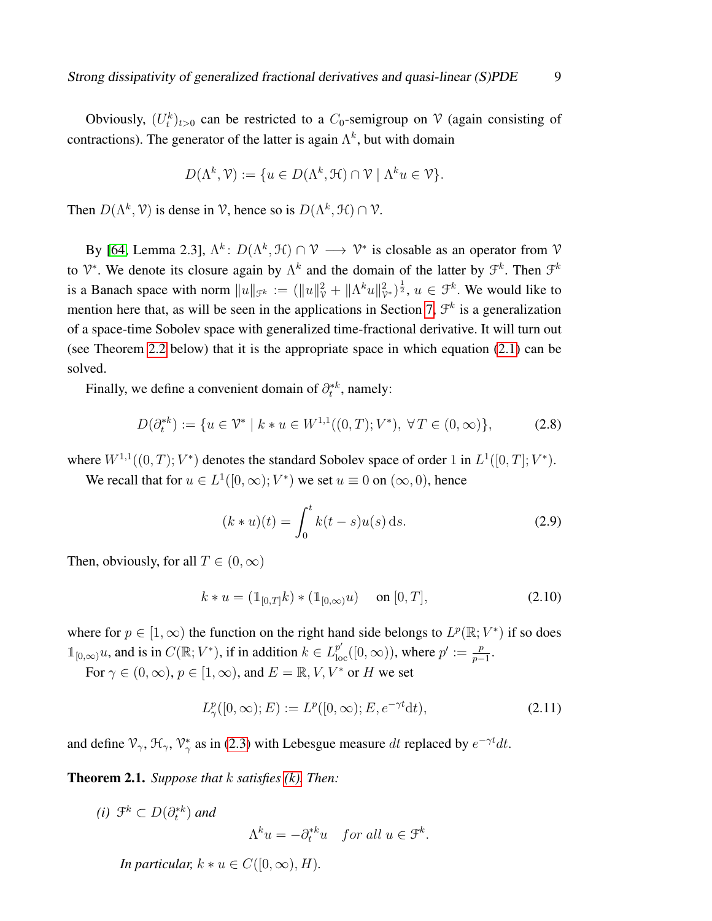Obviously, $(U_t^k)_{t>0}$ can be restricted to a $C_0$-semigroup on $\mathcal{V}$ (again consisting of contractions). The generator of the latter is again $\Lambda^k$, but with domain

$$D(\Lambda^k, \mathcal{V}) := \{u \in D(\Lambda^k, \mathcal{H}) \cap \mathcal{V} \mid \Lambda^k u \in \mathcal{V}\}.$$

Then $D(\Lambda^k, \mathcal{V})$ is dense in $\mathcal{V}$, hence so is $D(\Lambda^k, \mathcal{H}) \cap \mathcal{V}$.

By [64, Lemma 2.3], $\Lambda^k \colon D(\Lambda^k, \mathcal{H}) \cap \mathcal{V} \longrightarrow \mathcal{V}^*$ is closable as an operator from $\mathcal{V}$ to $\mathcal{V}^*$. We denote its closure again by $\Lambda^k$ and the domain of the latter by $\mathcal{F}^k$. Then $\mathcal{F}^k$ is a Banach space with norm $\|u\|_{\mathcal{F}^k} := (\|u\|_{\mathcal{V}}^2 + \|\Lambda^k u\|_{\mathcal{V}^*}^2)^{\frac{1}{2}}$, $u \in \mathcal{F}^k$. We would like to mention here that, as will be seen in the applications in Section 7, $\mathcal{F}^k$ is a generalization of a space-time Sobolev space with generalized time-fractional derivative. It will turn out (see Theorem 2.2 below) that it is the appropriate space in which equation (2.1) can be solved.

Finally, we define a convenient domain of $\partial_t^{*k}$, namely:

$$D(\partial_t^{*k}) := \{u \in \mathcal{V}^* \mid k * u \in W^{1,1}((0,T); V^*),\ \forall T \in (0, \infty)\}, \tag{2.8}$$

where $W^{1,1}((0,T); V^*)$ denotes the standard Sobolev space of order 1 in $L^1([0,T]; V^*)$.

We recall that for $u \in L^1([0,\infty); V^*)$ we set $u \equiv 0$ on $(\infty, 0)$, hence

$$(k * u)(t) = \int_0^t k(t-s) u(s)\, \mathrm{d}s. \tag{2.9}$$

Then, obviously, for all $T \in (0, \infty)$

$$k * u = (\mathbb{1}_{[0,T]} k) * (\mathbb{1}_{[0,\infty)} u) \quad \text{ on } [0,T], \tag{2.10}$$

where for $p \in [1, \infty)$ the function on the right hand side belongs to $L^p(\mathbb{R}; V^*)$ if so does $\mathbb{1}_{[0,\infty)} u$, and is in $C(\mathbb{R}; V^*)$, if in addition $k \in L^{p'}_{\mathrm{loc}}([0,\infty))$, where $p' := \frac{p}{p-1}$.

For $\gamma \in (0, \infty)$, $p \in [1, \infty)$, and $E = \mathbb{R}, V, V^*$ or $H$ we set

$$L^p_\gamma([0,\infty); E) := L^p([0,\infty); E, e^{-\gamma t} \mathrm{d}t), \tag{2.11}$$

and define $\mathcal{V}_\gamma$, $\mathcal{H}_\gamma$, $\mathcal{V}_\gamma^*$ as in (2.3) with Lebesgue measure $dt$ replaced by $e^{-\gamma t} dt$.

**Theorem 2.1.** *Suppose that $k$ satisfies (k). Then:*

*(i) $\mathcal{F}^k \subset D(\partial_t^{*k})$ and*

$$\Lambda^k u = -\partial_t^{*k} u \quad \text{for all } u \in \mathcal{F}^k.$$

*In particular, $k * u \in C([0,\infty), H)$.*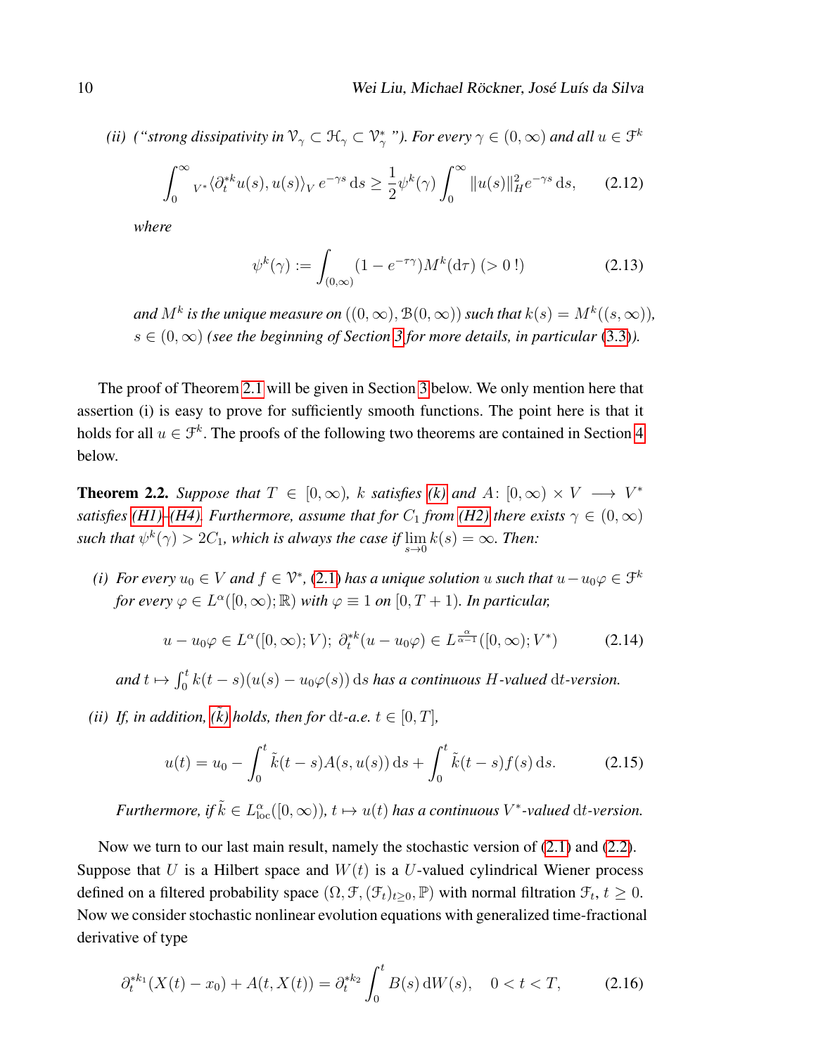*(ii) ("strong dissipativity in $\mathcal{V}_\gamma \subset \mathcal{H}_\gamma \subset \mathcal{V}_\gamma^*$"). For every $\gamma \in (0,\infty)$ and all $u \in \mathcal{F}^k$*

$$\int_0^\infty {}_{V^*}\langle \partial_t^{*k} u(s), u(s)\rangle_V \, e^{-\gamma s}\,\mathrm{d}s \geq \frac{1}{2}\psi^k(\gamma)\int_0^\infty \|u(s)\|_H^2 e^{-\gamma s}\,\mathrm{d}s, \tag{2.12}$$

*where*

$$\psi^k(\gamma) := \int_{(0,\infty)} (1-e^{-\tau\gamma}) M^k(\mathrm{d}\tau) \; (>0\,!) \tag{2.13}$$

*and $M^k$ is the unique measure on $((0,\infty),\mathcal{B}(0,\infty))$ such that $k(s) = M^k((s,\infty))$, $s \in (0,\infty)$ (see the beginning of Section 3 for more details, in particular (3.3)).*

The proof of Theorem 2.1 will be given in Section 3 below. We only mention here that assertion (i) is easy to prove for sufficiently smooth functions. The point here is that it holds for all $u \in \mathcal{F}^k$. The proofs of the following two theorems are contained in Section 4 below.

**Theorem 2.2.** *Suppose that $T \in [0,\infty)$, $k$ satisfies (k) and $A\colon [0,\infty)\times V \longrightarrow V^*$ satisfies (H1)–(H4). Furthermore, assume that for $C_1$ from (H2) there exists $\gamma \in (0,\infty)$ such that $\psi^k(\gamma) > 2C_1$, which is always the case if $\lim_{s\to 0} k(s) = \infty$. Then:*

*(i) For every $u_0 \in V$ and $f \in \mathcal{V}^*$, (2.1) has a unique solution $u$ such that $u - u_0\varphi \in \mathcal{F}^k$ for every $\varphi \in L^\alpha([0,\infty);\mathbb{R})$ with $\varphi \equiv 1$ on $[0,T+1)$. In particular,*

$$u - u_0\varphi \in L^\alpha([0,\infty);V);\; \partial_t^{*k}(u-u_0\varphi) \in L^{\frac{\alpha}{\alpha-1}}([0,\infty);V^*) \tag{2.14}$$

*and $t \mapsto \int_0^t k(t-s)(u(s)-u_0\varphi(s))\,\mathrm{d}s$ has a continuous $H$-valued $\mathrm{d}t$-version.*

*(ii) If, in addition, ($\tilde{k}$) holds, then for $\mathrm{d}t$-a.e. $t \in [0,T]$,*

$$u(t) = u_0 - \int_0^t \tilde{k}(t-s)A(s,u(s))\,\mathrm{d}s + \int_0^t \tilde{k}(t-s)f(s)\,\mathrm{d}s. \tag{2.15}$$

*Furthermore, if $\tilde{k} \in L^\alpha_{\mathrm{loc}}([0,\infty))$, $t \mapsto u(t)$ has a continuous $V^*$-valued $\mathrm{d}t$-version.*

Now we turn to our last main result, namely the stochastic version of (2.1) and (2.2). Suppose that $U$ is a Hilbert space and $W(t)$ is a $U$-valued cylindrical Wiener process defined on a filtered probability space $(\Omega,\mathcal{F},(\mathcal{F}_t)_{t\geq 0},\mathbb{P})$ with normal filtration $\mathcal{F}_t$, $t \geq 0$. Now we consider stochastic nonlinear evolution equations with generalized time-fractional derivative of type

$$\partial_t^{*k_1}(X(t)-x_0) + A(t,X(t)) = \partial_t^{*k_2}\int_0^t B(s)\,\mathrm{d}W(s), \quad 0<t<T, \tag{2.16}$$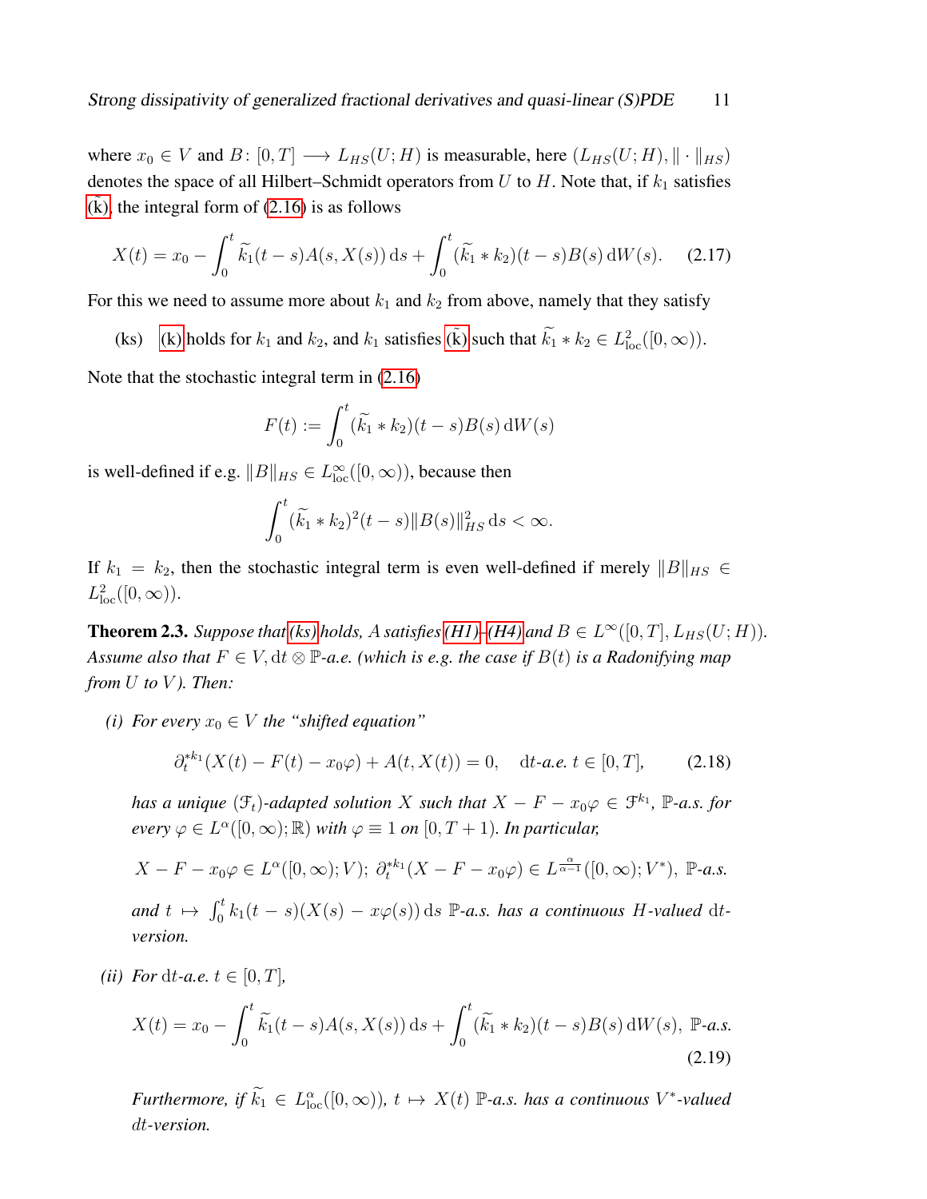where $x_0 \in V$ and $B\colon [0,T] \longrightarrow L_{HS}(U;H)$ is measurable, here $(L_{HS}(U;H), \|\cdot\|_{HS})$ denotes the space of all Hilbert–Schmidt operators from $U$ to $H$. Note that, if $k_1$ satisfies ($\tilde{\text{k}}$), the integral form of (2.16) is as follows

$$
X(t) = x_0 - \int_0^t \widetilde{k}_1(t-s) A(s, X(s))\,\mathrm{d}s + \int_0^t (\widetilde{k}_1 * k_2)(t-s) B(s)\,\mathrm{d}W(s). \tag{2.17}
$$

For this we need to assume more about $k_1$ and $k_2$ from above, namely that they satisfy

(ks) (k) holds for $k_1$ and $k_2$, and $k_1$ satisfies ($\tilde{\text{k}}$) such that $\widetilde{k}_1 * k_2 \in L^2_{\mathrm{loc}}([0,\infty))$.

Note that the stochastic integral term in (2.16)

$$
F(t) := \int_0^t (\widetilde{k}_1 * k_2)(t-s) B(s)\,\mathrm{d}W(s)
$$

is well-defined if e.g. $\|B\|_{HS} \in L^\infty_{\mathrm{loc}}([0,\infty))$, because then

$$
\int_0^t (\widetilde{k}_1 * k_2)^2(t-s) \|B(s)\|^2_{HS}\,\mathrm{d}s < \infty.
$$

If $k_1 = k_2$, then the stochastic integral term is even well-defined if merely $\|B\|_{HS} \in L^2_{\mathrm{loc}}([0,\infty))$.

**Theorem 2.3.** *Suppose that (ks) holds, $A$ satisfies (H1)–(H4) and $B \in L^\infty([0,T], L_{HS}(U;H))$. Assume also that $F \in V$, $\mathrm{d}t \otimes \mathbb{P}$-a.e. (which is e.g. the case if $B(t)$ is a Radonifying map from $U$ to $V$). Then:*

*(i) For every $x_0 \in V$ the "shifted equation"*

$$
\partial_t^{*k_1}(X(t) - F(t) - x_0\varphi) + A(t, X(t)) = 0, \quad \mathrm{d}t\text{-a.e. } t \in [0,T], \tag{2.18}
$$

*has a unique $(\mathcal{F}_t)$-adapted solution $X$ such that $X - F - x_0\varphi \in \mathcal{F}^{k_1}$, $\mathbb{P}$-a.s. for every $\varphi \in L^\alpha([0,\infty);\mathbb{R})$ with $\varphi \equiv 1$ on $[0, T+1)$. In particular,*

$$
X - F - x_0\varphi \in L^\alpha([0,\infty);V);\ \partial_t^{*k_1}(X - F - x_0\varphi) \in L^{\frac{\alpha}{\alpha-1}}([0,\infty);V^*),\ \mathbb{P}\text{-a.s.}
$$

*and $t \mapsto \int_0^t k_1(t-s)(X(s) - x\varphi(s))\,\mathrm{d}s$ $\mathbb{P}$-a.s. has a continuous $H$-valued $\mathrm{d}t$-version.*

*(ii) For $\mathrm{d}t$-a.e. $t \in [0,T]$,*

$$
X(t) = x_0 - \int_0^t \widetilde{k}_1(t-s) A(s, X(s))\,\mathrm{d}s + \int_0^t (\widetilde{k}_1 * k_2)(t-s) B(s)\,\mathrm{d}W(s),\ \mathbb{P}\text{-a.s.} \tag{2.19}
$$

*Furthermore, if $\widetilde{k}_1 \in L^\alpha_{\mathrm{loc}}([0,\infty))$, $t \mapsto X(t)$ $\mathbb{P}$-a.s. has a continuous $V^*$-valued $dt$-version.*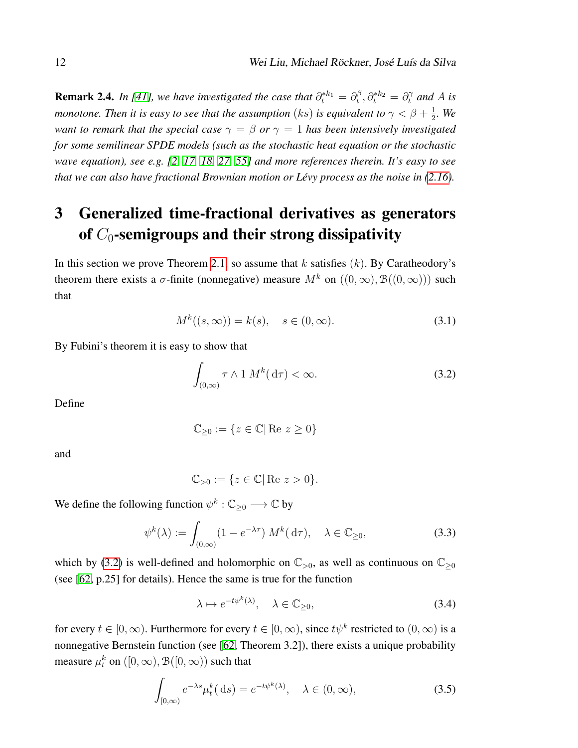**Remark 2.4.** *In [41], we have investigated the case that $\partial_t^{*k_1} = \partial_t^\beta, \partial_t^{*k_2} = \partial_t^\gamma$ and $A$ is monotone. Then it is easy to see that the assumption $(ks)$ is equivalent to $\gamma < \beta + \frac{1}{2}$. We want to remark that the special case $\gamma = \beta$ or $\gamma = 1$ has been intensively investigated for some semilinear SPDE models (such as the stochastic heat equation or the stochastic wave equation), see e.g. [2, 17, 18, 27, 55] and more references therein. It's easy to see that we can also have fractional Brownian motion or Lévy process as the noise in (2.16).*

# 3 Generalized time-fractional derivatives as generators of $C_0$-semigroups and their strong dissipativity

In this section we prove Theorem 2.1, so assume that $k$ satisfies $(k)$. By Caratheodory's theorem there exists a $\sigma$-finite (nonnegative) measure $M^k$ on $((0,\infty), \mathcal{B}((0,\infty)))$ such that

$$M^k((s,\infty)) = k(s), \quad s \in (0,\infty). \tag{3.1}$$

By Fubini's theorem it is easy to show that

$$\int_{(0,\infty)} \tau \wedge 1 \, M^k(\mathrm{d}\tau) < \infty. \tag{3.2}$$

Define

$$\mathbb{C}_{\geq 0} := \{z \in \mathbb{C} | \operatorname{Re} z \geq 0\}$$

and

$$\mathbb{C}_{>0} := \{z \in \mathbb{C} | \operatorname{Re} z > 0\}.$$

We define the following function $\psi^k : \mathbb{C}_{\geq 0} \longrightarrow \mathbb{C}$ by

$$\psi^k(\lambda) := \int_{(0,\infty)} (1 - e^{-\lambda\tau}) \, M^k(\mathrm{d}\tau), \quad \lambda \in \mathbb{C}_{\geq 0}, \tag{3.3}$$

which by (3.2) is well-defined and holomorphic on $\mathbb{C}_{>0}$, as well as continuous on $\mathbb{C}_{\geq 0}$ (see [62, p.25] for details). Hence the same is true for the function

$$\lambda \mapsto e^{-t\psi^k(\lambda)}, \quad \lambda \in \mathbb{C}_{\geq 0}, \tag{3.4}$$

for every $t \in [0,\infty)$. Furthermore for every $t \in [0,\infty)$, since $t\psi^k$ restricted to $(0,\infty)$ is a nonnegative Bernstein function (see [62, Theorem 3.2]), there exists a unique probability measure $\mu_t^k$ on $([0,\infty), \mathcal{B}([0,\infty))$ such that

$$\int_{[0,\infty)} e^{-\lambda s} \mu_t^k(\mathrm{d}s) = e^{-t\psi^k(\lambda)}, \quad \lambda \in (0,\infty), \tag{3.5}$$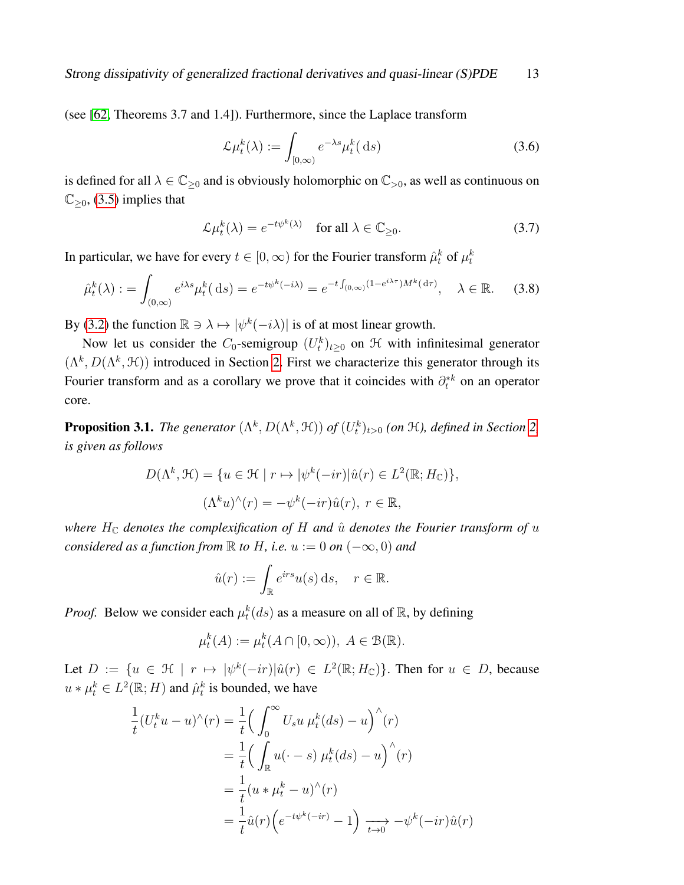(see [62, Theorems 3.7 and 1.4]). Furthermore, since the Laplace transform

$$\mathcal{L}\mu_t^k(\lambda) := \int_{[0,\infty)} e^{-\lambda s} \mu_t^k(\,\mathrm{d}s) \tag{3.6}$$

is defined for all $\lambda \in \mathbb{C}_{\geq 0}$ and is obviously holomorphic on $\mathbb{C}_{>0}$, as well as continuous on $\mathbb{C}_{\geq 0}$, (3.5) implies that

$$\mathcal{L}\mu_t^k(\lambda) = e^{-t\psi^k(\lambda)} \quad \text{for all } \lambda \in \mathbb{C}_{\geq 0}. \tag{3.7}$$

In particular, we have for every $t \in [0, \infty)$ for the Fourier transform $\hat{\mu}_t^k$ of $\mu_t^k$

$$\hat{\mu}_t^k(\lambda) := \int_{(0,\infty)} e^{i\lambda s} \mu_t^k(\,\mathrm{d}s) = e^{-t\psi^k(-i\lambda)} = e^{-t\int_{(0,\infty)}(1-e^{i\lambda\tau})M^k(\,\mathrm{d}\tau)}, \quad \lambda \in \mathbb{R}. \tag{3.8}$$

By (3.2) the function $\mathbb{R} \ni \lambda \mapsto |\psi^k(-i\lambda)|$ is of at most linear growth.

Now let us consider the $C_0$-semigroup $(U_t^k)_{t\geq 0}$ on $\mathcal{H}$ with infinitesimal generator $(\Lambda^k, D(\Lambda^k, \mathcal{H}))$ introduced in Section 2. First we characterize this generator through its Fourier transform and as a corollary we prove that it coincides with $\partial_t^{*k}$ on an operator core.

**Proposition 3.1.** *The generator $(\Lambda^k, D(\Lambda^k, \mathcal{H}))$ of $(U_t^k)_{t>0}$ (on $\mathcal{H}$), defined in Section 2 is given as follows*

$$D(\Lambda^k, \mathcal{H}) = \{u \in \mathcal{H} \mid r \mapsto |\psi^k(-ir)|\hat{u}(r) \in L^2(\mathbb{R}; H_{\mathbb{C}})\},$$

$$(\Lambda^k u)^\wedge(r) = -\psi^k(-ir)\hat{u}(r),\ r \in \mathbb{R},$$

*where $H_{\mathbb{C}}$ denotes the complexification of $H$ and $\hat{u}$ denotes the Fourier transform of $u$ considered as a function from $\mathbb{R}$ to $H$, i.e. $u := 0$ on $(-\infty, 0)$ and*

$$\hat{u}(r) := \int_{\mathbb{R}} e^{irs} u(s)\,\mathrm{d}s, \quad r \in \mathbb{R}.$$

*Proof.* Below we consider each $\mu_t^k(ds)$ as a measure on all of $\mathbb{R}$, by defining

$$\mu_t^k(A) := \mu_t^k(A \cap [0, \infty)),\ A \in \mathcal{B}(\mathbb{R}).$$

Let $D := \{u \in \mathcal{H} \mid r \mapsto |\psi^k(-ir)|\hat{u}(r) \in L^2(\mathbb{R}; H_{\mathbb{C}})\}$. Then for $u \in D$, because $u * \mu_t^k \in L^2(\mathbb{R}; H)$ and $\hat{\mu}_t^k$ is bounded, we have

$$\begin{aligned}
\frac{1}{t}(U_t^k u - u)^\wedge(r) &= \frac{1}{t}\Big(\int_0^\infty U_s u\ \mu_t^k(ds) - u\Big)^\wedge(r) \\
&= \frac{1}{t}\Big(\int_{\mathbb{R}} u(\cdot - s)\ \mu_t^k(ds) - u\Big)^\wedge(r) \\
&= \frac{1}{t}(u * \mu_t^k - u)^\wedge(r) \\
&= \frac{1}{t}\hat{u}(r)\Big(e^{-t\psi^k(-ir)} - 1\Big) \underset{t\to 0}{\longrightarrow} -\psi^k(-ir)\hat{u}(r)
\end{aligned}$$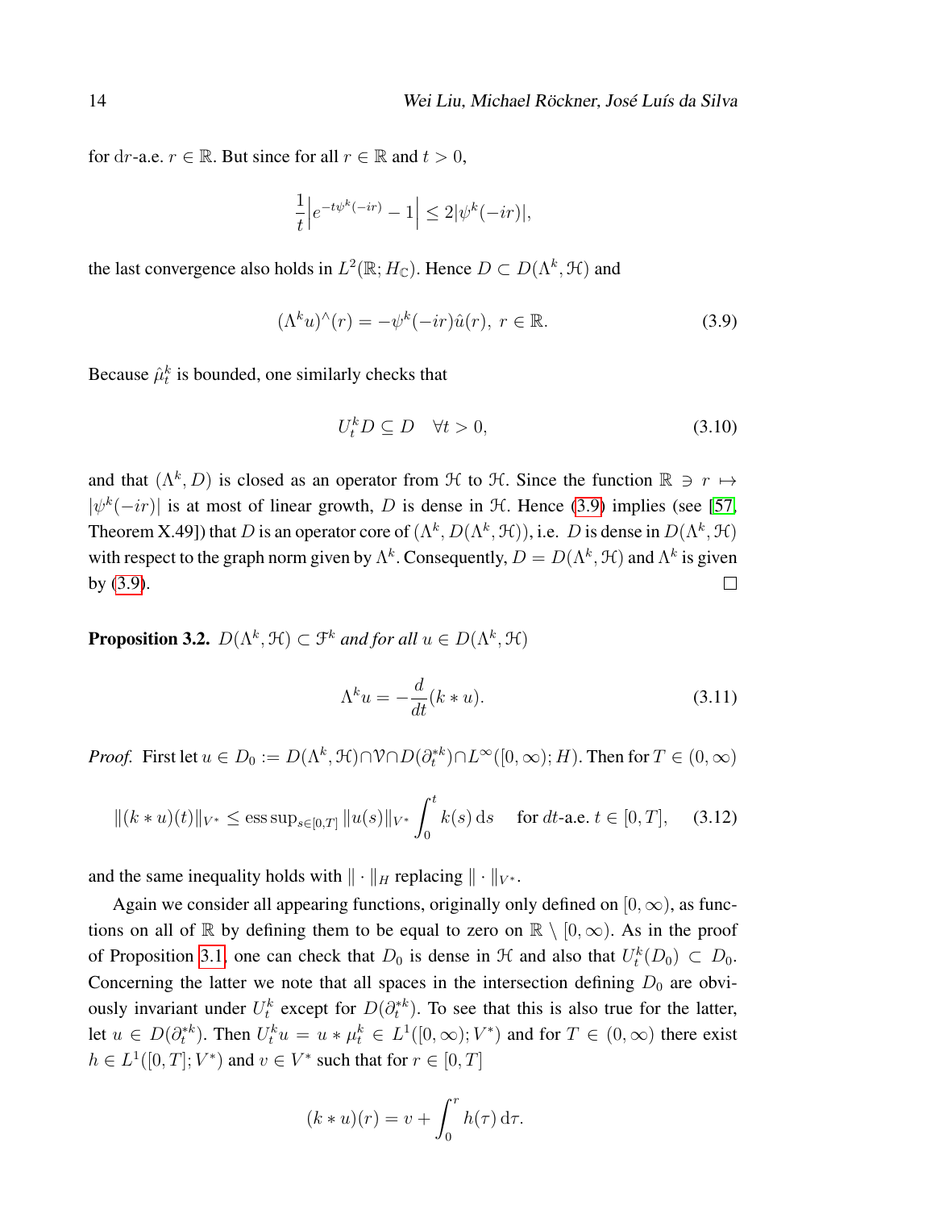for $dr$-a.e. $r \in \mathbb{R}$. But since for all $r \in \mathbb{R}$ and $t > 0$,

$$\frac{1}{t}\left|e^{-t\psi^k(-ir)} - 1\right| \leq 2|\psi^k(-ir)|,$$

the last convergence also holds in $L^2(\mathbb{R}; H_{\mathbb{C}})$. Hence $D \subset D(\Lambda^k, \mathcal{H})$ and

$$(\Lambda^k u)^\wedge(r) = -\psi^k(-ir)\hat{u}(r),\ r \in \mathbb{R}. \tag{3.9}$$

Because $\hat{\mu}_t^k$ is bounded, one similarly checks that

$$U_t^k D \subseteq D \quad \forall t > 0, \tag{3.10}$$

and that $(\Lambda^k, D)$ is closed as an operator from $\mathcal{H}$ to $\mathcal{H}$. Since the function $\mathbb{R} \ni r \mapsto |\psi^k(-ir)|$ is at most of linear growth, $D$ is dense in $\mathcal{H}$. Hence (3.9) implies (see [57, Theorem X.49]) that $D$ is an operator core of $(\Lambda^k, D(\Lambda^k, \mathcal{H}))$, i.e. $D$ is dense in $D(\Lambda^k, \mathcal{H})$ with respect to the graph norm given by $\Lambda^k$. Consequently, $D = D(\Lambda^k, \mathcal{H})$ and $\Lambda^k$ is given by (3.9). □

**Proposition 3.2.** *$D(\Lambda^k, \mathcal{H}) \subset \mathcal{F}^k$ and for all $u \in D(\Lambda^k, \mathcal{H})$*

$$\Lambda^k u = -\frac{d}{dt}(k * u). \tag{3.11}$$

*Proof.* First let $u \in D_0 := D(\Lambda^k, \mathcal{H}) \cap \mathcal{V} \cap D(\partial_t^{*k}) \cap L^\infty([0,\infty); H)$. Then for $T \in (0,\infty)$

$$\|(k * u)(t)\|_{V^*} \leq \operatorname{ess\,sup}_{s\in[0,T]} \|u(s)\|_{V^*} \int_0^t k(s)\,\mathrm{d}s \quad \text{ for } dt\text{-a.e. } t \in [0,T], \tag{3.12}$$

and the same inequality holds with $\|\cdot\|_H$ replacing $\|\cdot\|_{V^*}$.

Again we consider all appearing functions, originally only defined on $[0,\infty)$, as functions on all of $\mathbb{R}$ by defining them to be equal to zero on $\mathbb{R} \setminus [0,\infty)$. As in the proof of Proposition 3.1, one can check that $D_0$ is dense in $\mathcal{H}$ and also that $U_t^k(D_0) \subset D_0$. Concerning the latter we note that all spaces in the intersection defining $D_0$ are obviously invariant under $U_t^k$ except for $D(\partial_t^{*k})$. To see that this is also true for the latter, let $u \in D(\partial_t^{*k})$. Then $U_t^k u = u * \mu_t^k \in L^1([0,\infty); V^*)$ and for $T \in (0,\infty)$ there exist $h \in L^1([0,T]; V^*)$ and $v \in V^*$ such that for $r \in [0,T]$

$$(k * u)(r) = v + \int_0^r h(\tau)\,\mathrm{d}\tau.$$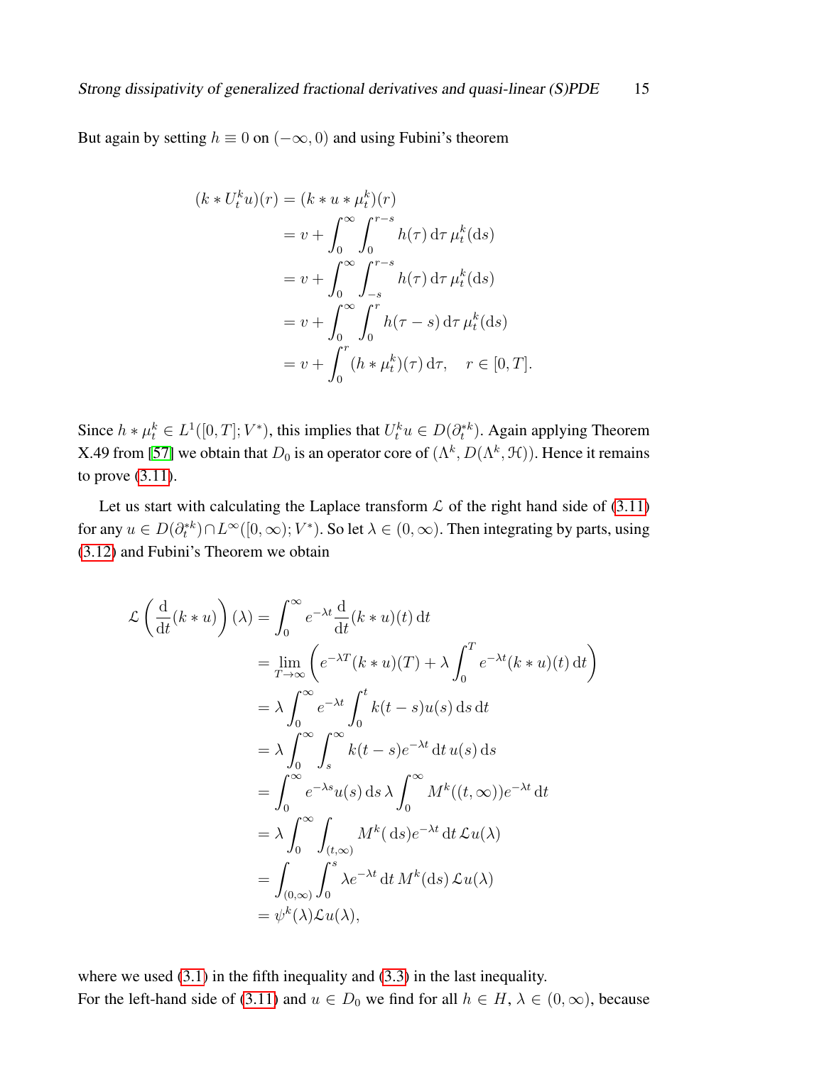But again by setting $h \equiv 0$ on $(-\infty, 0)$ and using Fubini's theorem

$$
\begin{aligned}
(k * U_t^k u)(r) &= (k * u * \mu_t^k)(r) \\
&= v + \int_0^\infty \int_0^{r-s} h(\tau)\,\mathrm{d}\tau\,\mu_t^k(\mathrm{d}s) \\
&= v + \int_0^\infty \int_{-s}^{r-s} h(\tau)\,\mathrm{d}\tau\,\mu_t^k(\mathrm{d}s) \\
&= v + \int_0^\infty \int_0^{r} h(\tau - s)\,\mathrm{d}\tau\,\mu_t^k(\mathrm{d}s) \\
&= v + \int_0^r (h * \mu_t^k)(\tau)\,\mathrm{d}\tau, \quad r \in [0, T].
\end{aligned}
$$

Since $h * \mu_t^k \in L^1([0,T]; V^*)$, this implies that $U_t^k u \in D(\partial_t^{*k})$. Again applying Theorem X.49 from [57] we obtain that $D_0$ is an operator core of $(\Lambda^k, D(\Lambda^k, \mathcal{H}))$. Hence it remains to prove (3.11).

Let us start with calculating the Laplace transform $\mathcal{L}$ of the right hand side of (3.11) for any $u \in D(\partial_t^{*k}) \cap L^\infty([0,\infty); V^*)$. So let $\lambda \in (0,\infty)$. Then integrating by parts, using (3.12) and Fubini's Theorem we obtain

$$
\begin{aligned}
\mathcal{L}\left(\frac{\mathrm{d}}{\mathrm{d}t}(k * u)\right)(\lambda) &= \int_0^\infty e^{-\lambda t} \frac{\mathrm{d}}{\mathrm{d}t}(k * u)(t)\,\mathrm{d}t \\
&= \lim_{T\to\infty}\left(e^{-\lambda T}(k * u)(T) + \lambda \int_0^T e^{-\lambda t}(k * u)(t)\,\mathrm{d}t\right) \\
&= \lambda \int_0^\infty e^{-\lambda t} \int_0^t k(t-s) u(s)\,\mathrm{d}s\,\mathrm{d}t \\
&= \lambda \int_0^\infty \int_s^\infty k(t-s) e^{-\lambda t}\,\mathrm{d}t\, u(s)\,\mathrm{d}s \\
&= \int_0^\infty e^{-\lambda s} u(s)\,\mathrm{d}s\, \lambda \int_0^\infty M^k((t,\infty)) e^{-\lambda t}\,\mathrm{d}t \\
&= \lambda \int_0^\infty \int_{(t,\infty)} M^k(\mathrm{d}s) e^{-\lambda t}\,\mathrm{d}t\, \mathcal{L}u(\lambda) \\
&= \int_{(0,\infty)} \int_0^s \lambda e^{-\lambda t}\,\mathrm{d}t\, M^k(\mathrm{d}s)\, \mathcal{L}u(\lambda) \\
&= \psi^k(\lambda) \mathcal{L}u(\lambda),
\end{aligned}
$$

where we used (3.1) in the fifth inequality and (3.3) in the last inequality.
For the left-hand side of (3.11) and $u \in D_0$ we find for all $h \in H$, $\lambda \in (0,\infty)$, because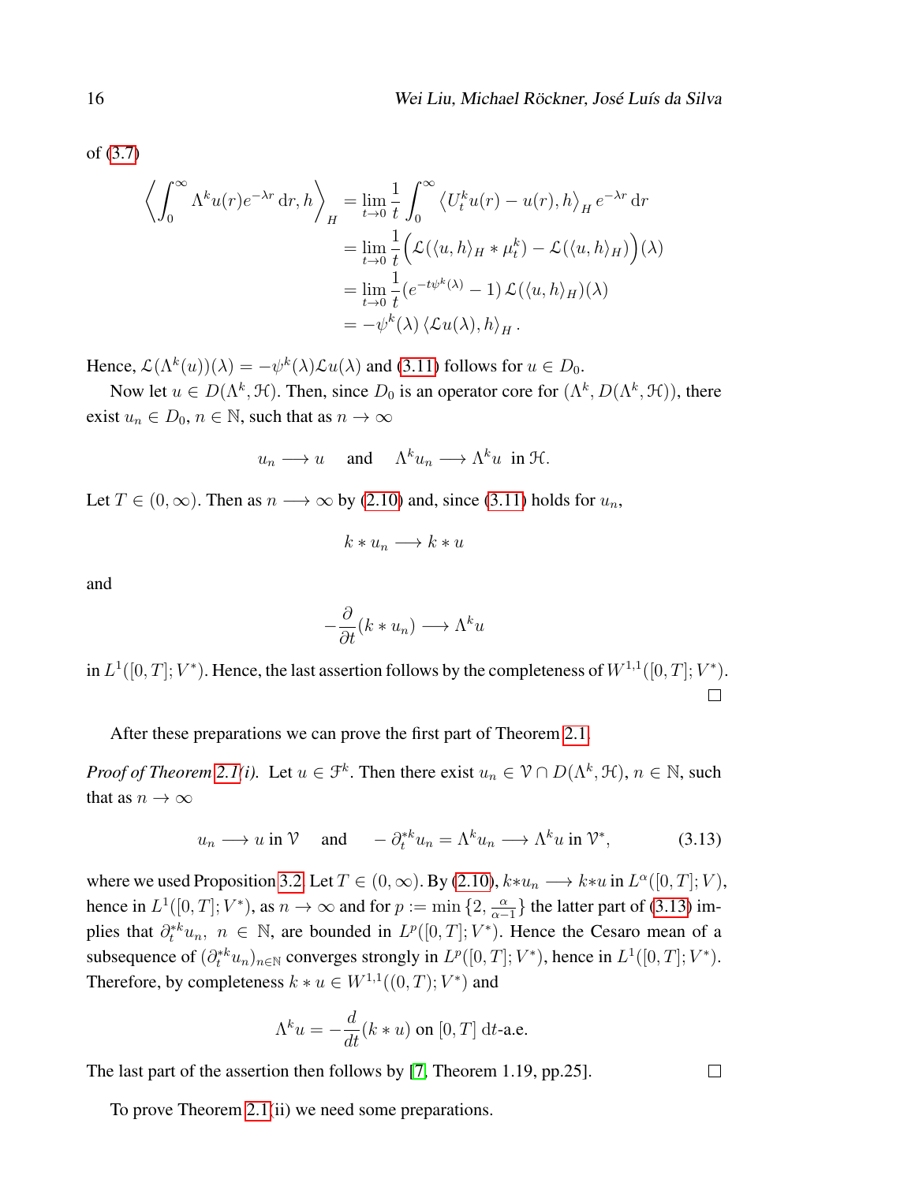of (3.7)

$$
\begin{aligned}
\left\langle \int_0^\infty \Lambda^k u(r) e^{-\lambda r}\,\mathrm{d}r, h \right\rangle_H &= \lim_{t\to 0} \frac{1}{t} \int_0^\infty \left\langle U_t^k u(r) - u(r), h \right\rangle_H e^{-\lambda r}\,\mathrm{d}r \\
&= \lim_{t\to 0} \frac{1}{t} \Big( \mathcal{L}(\langle u, h\rangle_H * \mu_t^k) - \mathcal{L}(\langle u, h\rangle_H) \Big)(\lambda) \\
&= \lim_{t\to 0} \frac{1}{t} (e^{-t\psi^k(\lambda)} - 1)\, \mathcal{L}(\langle u, h\rangle_H)(\lambda) \\
&= -\psi^k(\lambda)\, \langle \mathcal{L}u(\lambda), h\rangle_H .
\end{aligned}
$$

Hence, $\mathcal{L}(\Lambda^k(u))(\lambda) = -\psi^k(\lambda)\mathcal{L}u(\lambda)$ and (3.11) follows for $u \in D_0$.

Now let $u \in D(\Lambda^k, \mathcal{H})$. Then, since $D_0$ is an operator core for $(\Lambda^k, D(\Lambda^k, \mathcal{H}))$, there exist $u_n \in D_0$, $n \in \mathbb{N}$, such that as $n \to \infty$

$$
u_n \longrightarrow u \quad \text{and} \quad \Lambda^k u_n \longrightarrow \Lambda^k u \ \text{ in } \mathcal{H}.
$$

Let $T \in (0, \infty)$. Then as $n \longrightarrow \infty$ by (2.10) and, since (3.11) holds for $u_n$,

$$
k * u_n \longrightarrow k * u
$$

and

$$
-\frac{\partial}{\partial t}(k * u_n) \longrightarrow \Lambda^k u
$$

in $L^1([0,T]; V^*)$. Hence, the last assertion follows by the completeness of $W^{1,1}([0,T]; V^*)$. □

After these preparations we can prove the first part of Theorem 2.1.

*Proof of Theorem 2.1(i).* Let $u \in \mathcal{F}^k$. Then there exist $u_n \in \mathcal{V} \cap D(\Lambda^k, \mathcal{H})$, $n \in \mathbb{N}$, such that as $n \to \infty$

$$
u_n \longrightarrow u \text{ in } \mathcal{V} \quad \text{and} \quad -\partial_t^{*k} u_n = \Lambda^k u_n \longrightarrow \Lambda^k u \text{ in } \mathcal{V}^*, \tag{3.13}
$$

where we used Proposition 3.2. Let $T \in (0, \infty)$. By (2.10), $k * u_n \longrightarrow k * u$ in $L^\alpha([0,T]; V)$, hence in $L^1([0,T]; V^*)$, as $n \to \infty$ and for $p := \min\{2, \frac{\alpha}{\alpha-1}\}$ the latter part of (3.13) implies that $\partial_t^{*k} u_n$, $n \in \mathbb{N}$, are bounded in $L^p([0,T]; V^*)$. Hence the Cesaro mean of a subsequence of $(\partial_t^{*k} u_n)_{n\in\mathbb{N}}$ converges strongly in $L^p([0,T]; V^*)$, hence in $L^1([0,T]; V^*)$. Therefore, by completeness $k * u \in W^{1,1}((0,T); V^*)$ and

$$
\Lambda^k u = -\frac{d}{dt}(k * u) \text{ on } [0,T] \ \mathrm{d}t\text{-a.e.}
$$

The last part of the assertion then follows by [7, Theorem 1.19, pp.25]. □

To prove Theorem 2.1(ii) we need some preparations.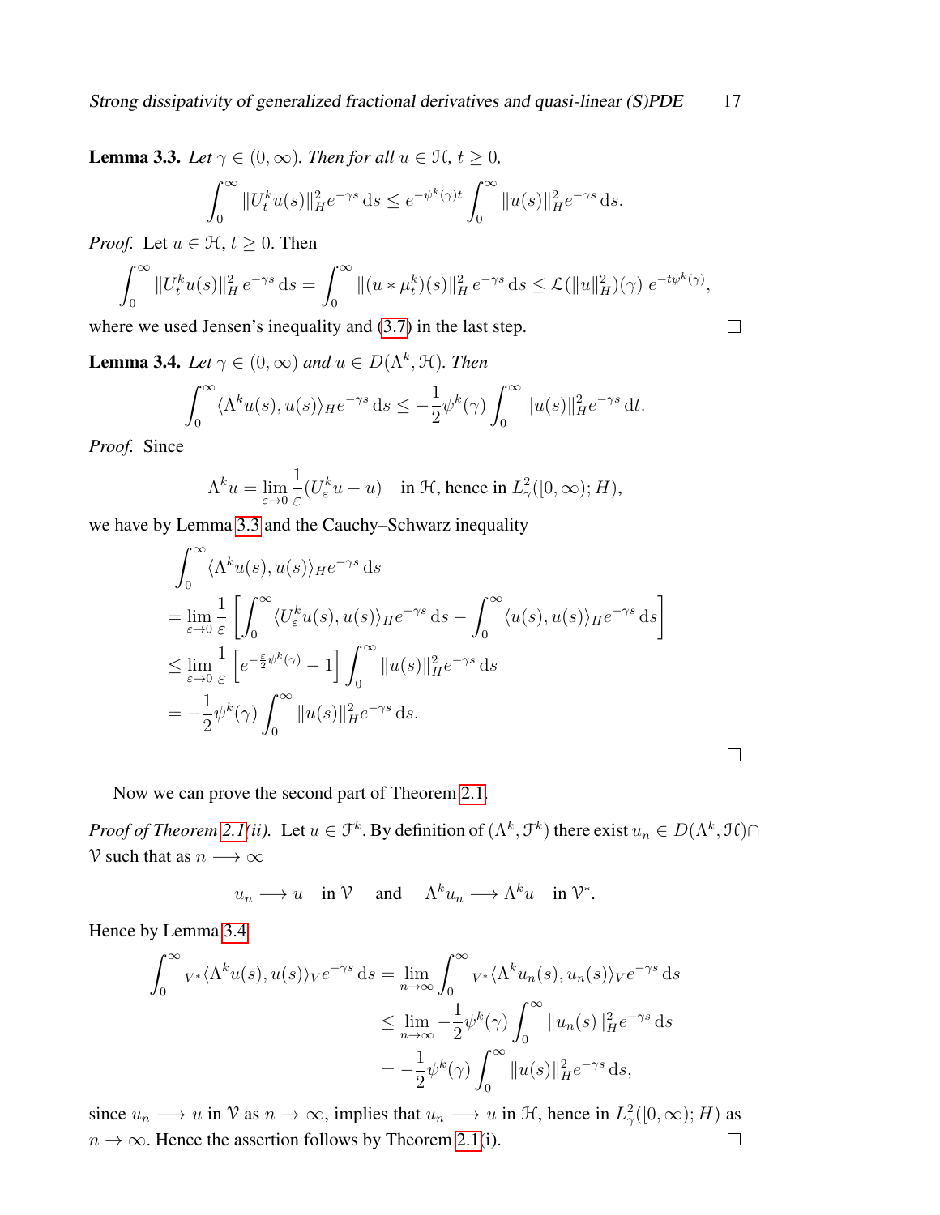**Lemma 3.3.** *Let $\gamma \in (0, \infty)$. Then for all $u \in \mathcal{H}$, $t \geq 0$,*

$$\int_0^\infty \|U_t^k u(s)\|_H^2 e^{-\gamma s}\,\mathrm{d}s \leq e^{-\psi^k(\gamma)t} \int_0^\infty \|u(s)\|_H^2 e^{-\gamma s}\,\mathrm{d}s.$$

*Proof.* Let $u \in \mathcal{H}$, $t \geq 0$. Then

$$\int_0^\infty \|U_t^k u(s)\|_H^2\, e^{-\gamma s}\,\mathrm{d}s = \int_0^\infty \|(u * \mu_t^k)(s)\|_H^2\, e^{-\gamma s}\,\mathrm{d}s \leq \mathcal{L}(\|u\|_H^2)(\gamma)\; e^{-t\psi^k(\gamma)},$$

where we used Jensen's inequality and (3.7) in the last step. □

**Lemma 3.4.** *Let $\gamma \in (0, \infty)$ and $u \in D(\Lambda^k, \mathcal{H})$. Then*

$$\int_0^\infty \langle \Lambda^k u(s), u(s)\rangle_H e^{-\gamma s}\,\mathrm{d}s \leq -\frac{1}{2}\psi^k(\gamma) \int_0^\infty \|u(s)\|_H^2 e^{-\gamma s}\,\mathrm{d}t.$$

*Proof.* Since

$$\Lambda^k u = \lim_{\varepsilon \to 0} \frac{1}{\varepsilon}(U_\varepsilon^k u - u) \quad \text{in } \mathcal{H}\text{, hence in } L_\gamma^2([0,\infty); H),$$

we have by Lemma 3.3 and the Cauchy–Schwarz inequality

$$\begin{aligned}
&\int_0^\infty \langle \Lambda^k u(s), u(s)\rangle_H e^{-\gamma s}\,\mathrm{d}s \\
&= \lim_{\varepsilon \to 0} \frac{1}{\varepsilon}\left[\int_0^\infty \langle U_\varepsilon^k u(s), u(s)\rangle_H e^{-\gamma s}\,\mathrm{d}s - \int_0^\infty \langle u(s), u(s)\rangle_H e^{-\gamma s}\,\mathrm{d}s\right] \\
&\leq \lim_{\varepsilon \to 0} \frac{1}{\varepsilon}\left[e^{-\frac{\varepsilon}{2}\psi^k(\gamma)} - 1\right] \int_0^\infty \|u(s)\|_H^2 e^{-\gamma s}\,\mathrm{d}s \\
&= -\frac{1}{2}\psi^k(\gamma) \int_0^\infty \|u(s)\|_H^2 e^{-\gamma s}\,\mathrm{d}s.
\end{aligned}$$

□

Now we can prove the second part of Theorem 2.1.

*Proof of Theorem 2.1(ii).* Let $u \in \mathcal{F}^k$. By definition of $(\Lambda^k, \mathcal{F}^k)$ there exist $u_n \in D(\Lambda^k, \mathcal{H}) \cap \mathcal{V}$ such that as $n \longrightarrow \infty$

$$u_n \longrightarrow u \quad \text{in } \mathcal{V} \quad \text{and} \quad \Lambda^k u_n \longrightarrow \Lambda^k u \quad \text{in } \mathcal{V}^*.$$

Hence by Lemma 3.4

$$\begin{aligned}
\int_0^\infty {}_{V^*}\langle \Lambda^k u(s), u(s)\rangle_V e^{-\gamma s}\,\mathrm{d}s &= \lim_{n\to\infty} \int_0^\infty {}_{V^*}\langle \Lambda^k u_n(s), u_n(s)\rangle_V e^{-\gamma s}\,\mathrm{d}s \\
&\leq \lim_{n\to\infty} -\frac{1}{2}\psi^k(\gamma) \int_0^\infty \|u_n(s)\|_H^2 e^{-\gamma s}\,\mathrm{d}s \\
&= -\frac{1}{2}\psi^k(\gamma) \int_0^\infty \|u(s)\|_H^2 e^{-\gamma s}\,\mathrm{d}s,
\end{aligned}$$

since $u_n \longrightarrow u$ in $\mathcal{V}$ as $n \to \infty$, implies that $u_n \longrightarrow u$ in $\mathcal{H}$, hence in $L_\gamma^2([0,\infty); H)$ as $n \to \infty$. Hence the assertion follows by Theorem 2.1(i). □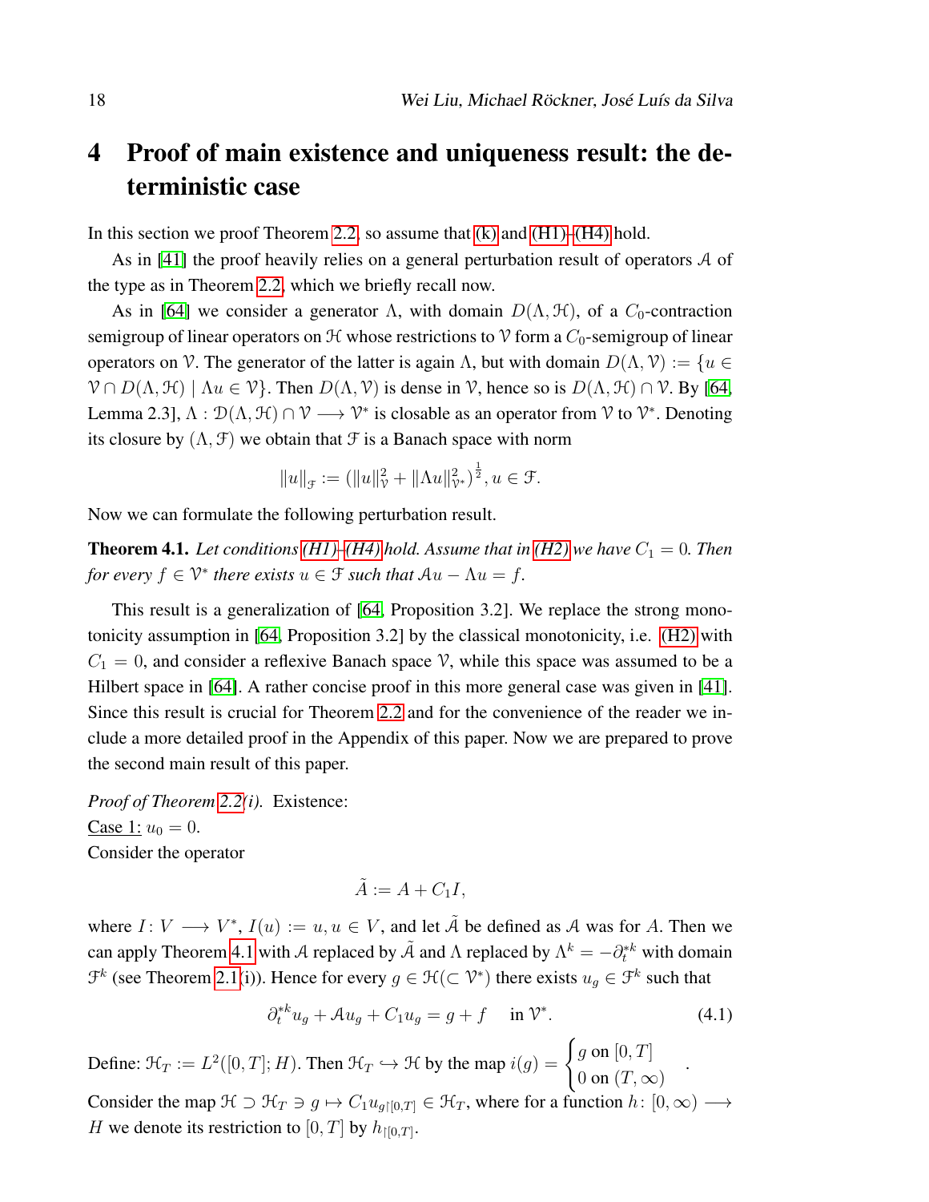# 4 Proof of main existence and uniqueness result: the deterministic case

In this section we proof Theorem 2.2, so assume that (k) and (H1)–(H4) hold.

As in [41] the proof heavily relies on a general perturbation result of operators $\mathcal{A}$ of the type as in Theorem 2.2, which we briefly recall now.

As in [64] we consider a generator $\Lambda$, with domain $D(\Lambda, \mathcal{H})$, of a $C_0$-contraction semigroup of linear operators on $\mathcal{H}$ whose restrictions to $\mathcal{V}$ form a $C_0$-semigroup of linear operators on $\mathcal{V}$. The generator of the latter is again $\Lambda$, but with domain $D(\Lambda, \mathcal{V}) := \{u \in \mathcal{V} \cap D(\Lambda, \mathcal{H}) \mid \Lambda u \in \mathcal{V}\}$. Then $D(\Lambda, \mathcal{V})$ is dense in $\mathcal{V}$, hence so is $D(\Lambda, \mathcal{H}) \cap \mathcal{V}$. By [64, Lemma 2.3], $\Lambda : \mathcal{D}(\Lambda, \mathcal{H}) \cap \mathcal{V} \longrightarrow \mathcal{V}^*$ is closable as an operator from $\mathcal{V}$ to $\mathcal{V}^*$. Denoting its closure by $(\Lambda, \mathcal{F})$ we obtain that $\mathcal{F}$ is a Banach space with norm

$$\|u\|_{\mathcal{F}} := (\|u\|_{\mathcal{V}}^2 + \|\Lambda u\|_{\mathcal{V}^*}^2)^{\frac{1}{2}}, u \in \mathcal{F}.$$

Now we can formulate the following perturbation result.

**Theorem 4.1.** *Let conditions (H1)–(H4) hold. Assume that in (H2) we have $C_1 = 0$. Then for every $f \in \mathcal{V}^*$ there exists $u \in \mathcal{F}$ such that $\mathcal{A}u - \Lambda u = f$.*

This result is a generalization of [64, Proposition 3.2]. We replace the strong monotonicity assumption in [64, Proposition 3.2] by the classical monotonicity, i.e. (H2) with $C_1 = 0$, and consider a reflexive Banach space $\mathcal{V}$, while this space was assumed to be a Hilbert space in [64]. A rather concise proof in this more general case was given in [41]. Since this result is crucial for Theorem 2.2 and for the convenience of the reader we include a more detailed proof in the Appendix of this paper. Now we are prepared to prove the second main result of this paper.

*Proof of Theorem 2.2(i).* Existence:
Case 1: $u_0 = 0$.
Consider the operator

$$\tilde{A} := A + C_1 I,$$

where $I : V \longrightarrow V^*$, $I(u) := u, u \in V$, and let $\tilde{\mathcal{A}}$ be defined as $\mathcal{A}$ was for $A$. Then we can apply Theorem 4.1 with $\mathcal{A}$ replaced by $\tilde{\mathcal{A}}$ and $\Lambda$ replaced by $\Lambda^k = -\partial_t^{*k}$ with domain $\mathcal{F}^k$ (see Theorem 2.1(i)). Hence for every $g \in \mathcal{H} (\subset \mathcal{V}^*)$ there exists $u_g \in \mathcal{F}^k$ such that

$$\partial_t^{*k} u_g + \mathcal{A} u_g + C_1 u_g = g + f \quad \text{ in } \mathcal{V}^*. \tag{4.1}$$

Define: $\mathcal{H}_T := L^2([0,T]; H)$. Then $\mathcal{H}_T \hookrightarrow \mathcal{H}$ by the map $i(g) = \begin{cases} g \text{ on } [0,T] \\ 0 \text{ on } (T, \infty) \end{cases}$.
Consider the map $\mathcal{H} \supset \mathcal{H}_T \ni g \mapsto C_1 u_{g \restriction [0,T]} \in \mathcal{H}_T$, where for a function $h : [0, \infty) \longrightarrow H$ we denote its restriction to $[0,T]$ by $h_{\restriction [0,T]}$.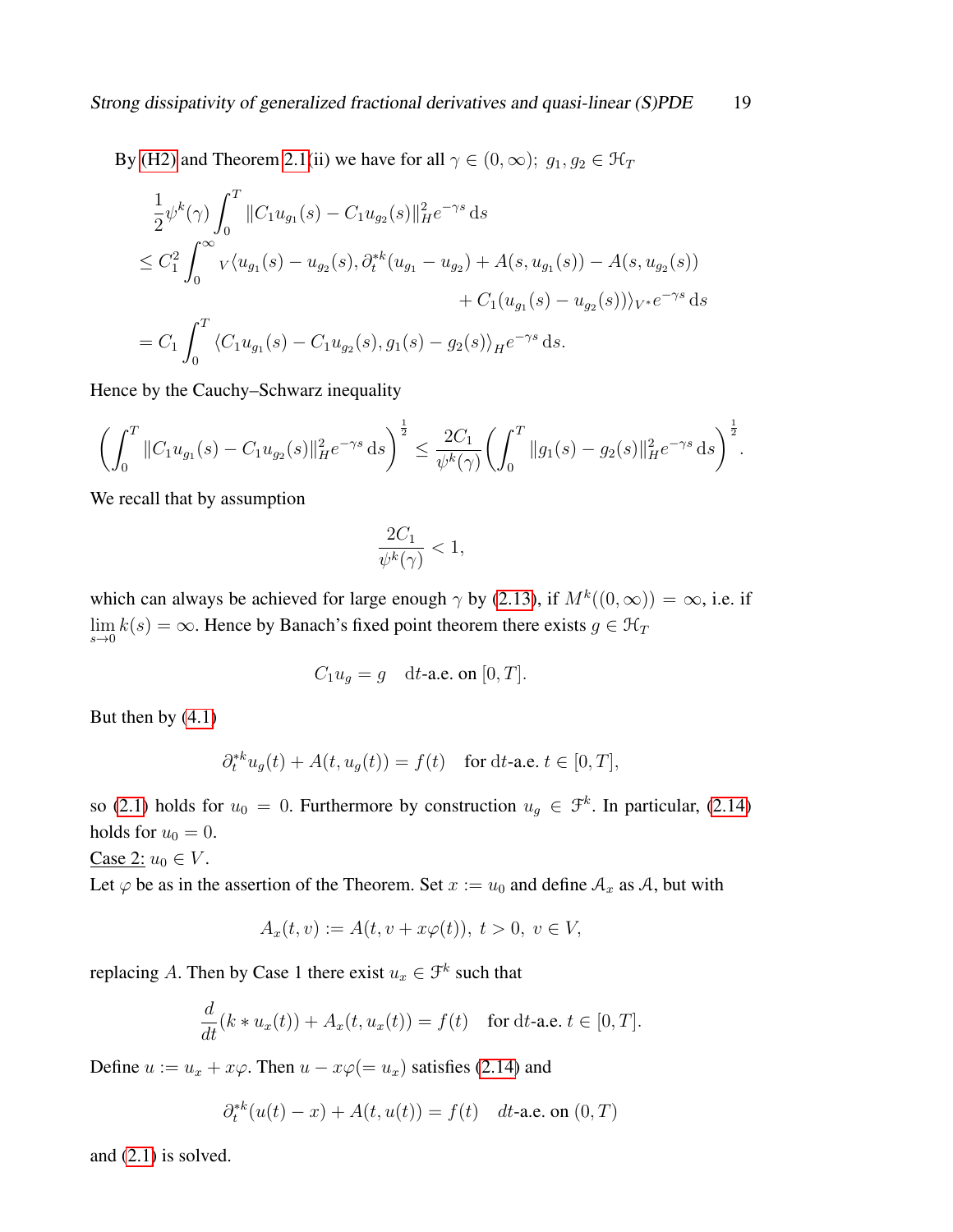By (H2) and Theorem 2.1(ii) we have for all $\gamma \in (0,\infty);\ g_1, g_2 \in \mathcal{H}_T$

$$
\begin{aligned}
&\frac{1}{2}\psi^k(\gamma)\int_0^T \|C_1 u_{g_1}(s) - C_1 u_{g_2}(s)\|_H^2 e^{-\gamma s}\,\mathrm{d}s \\
&\le C_1^2 \int_0^\infty {}_V\langle u_{g_1}(s) - u_{g_2}(s), \partial_t^{*k}(u_{g_1} - u_{g_2}) + A(s,u_{g_1}(s)) - A(s,u_{g_2}(s)) \\
&\qquad\qquad\qquad\qquad + C_1(u_{g_1}(s) - u_{g_2}(s))\rangle_{V^*} e^{-\gamma s}\,\mathrm{d}s \\
&= C_1 \int_0^T \langle C_1 u_{g_1}(s) - C_1 u_{g_2}(s), g_1(s) - g_2(s)\rangle_H e^{-\gamma s}\,\mathrm{d}s.
\end{aligned}
$$

Hence by the Cauchy–Schwarz inequality

$$
\left(\int_0^T \|C_1 u_{g_1}(s) - C_1 u_{g_2}(s)\|_H^2 e^{-\gamma s}\,\mathrm{d}s\right)^{\frac{1}{2}} \le \frac{2C_1}{\psi^k(\gamma)}\left(\int_0^T \|g_1(s) - g_2(s)\|_H^2 e^{-\gamma s}\,\mathrm{d}s\right)^{\frac{1}{2}}.
$$

We recall that by assumption

$$
\frac{2C_1}{\psi^k(\gamma)} < 1,
$$

which can always be achieved for large enough $\gamma$ by (2.13), if $M^k((0,\infty)) = \infty$, i.e. if $\lim_{s\to 0} k(s) = \infty$. Hence by Banach's fixed point theorem there exists $g \in \mathcal{H}_T$

$$
C_1 u_g = g \quad \mathrm{d}t\text{-a.e. on } [0,T].
$$

But then by (4.1)

$$
\partial_t^{*k} u_g(t) + A(t, u_g(t)) = f(t) \quad \text{for } \mathrm{d}t\text{-a.e. } t \in [0,T],
$$

so (2.1) holds for $u_0 = 0$. Furthermore by construction $u_g \in \mathcal{F}^k$. In particular, (2.14) holds for $u_0 = 0$.

Case 2: $u_0 \in V$.

Let $\varphi$ be as in the assertion of the Theorem. Set $x := u_0$ and define $\mathcal{A}_x$ as $\mathcal{A}$, but with

$$
A_x(t,v) := A(t, v + x\varphi(t)),\ t > 0,\ v \in V,
$$

replacing $A$. Then by Case 1 there exist $u_x \in \mathcal{F}^k$ such that

$$
\frac{d}{dt}(k * u_x(t)) + A_x(t, u_x(t)) = f(t) \quad \text{for } \mathrm{d}t\text{-a.e. } t \in [0,T].
$$

Define $u := u_x + x\varphi$. Then $u - x\varphi (= u_x)$ satisfies (2.14) and

$$
\partial_t^{*k}(u(t) - x) + A(t, u(t)) = f(t) \quad dt\text{-a.e. on } (0,T)
$$

and (2.1) is solved.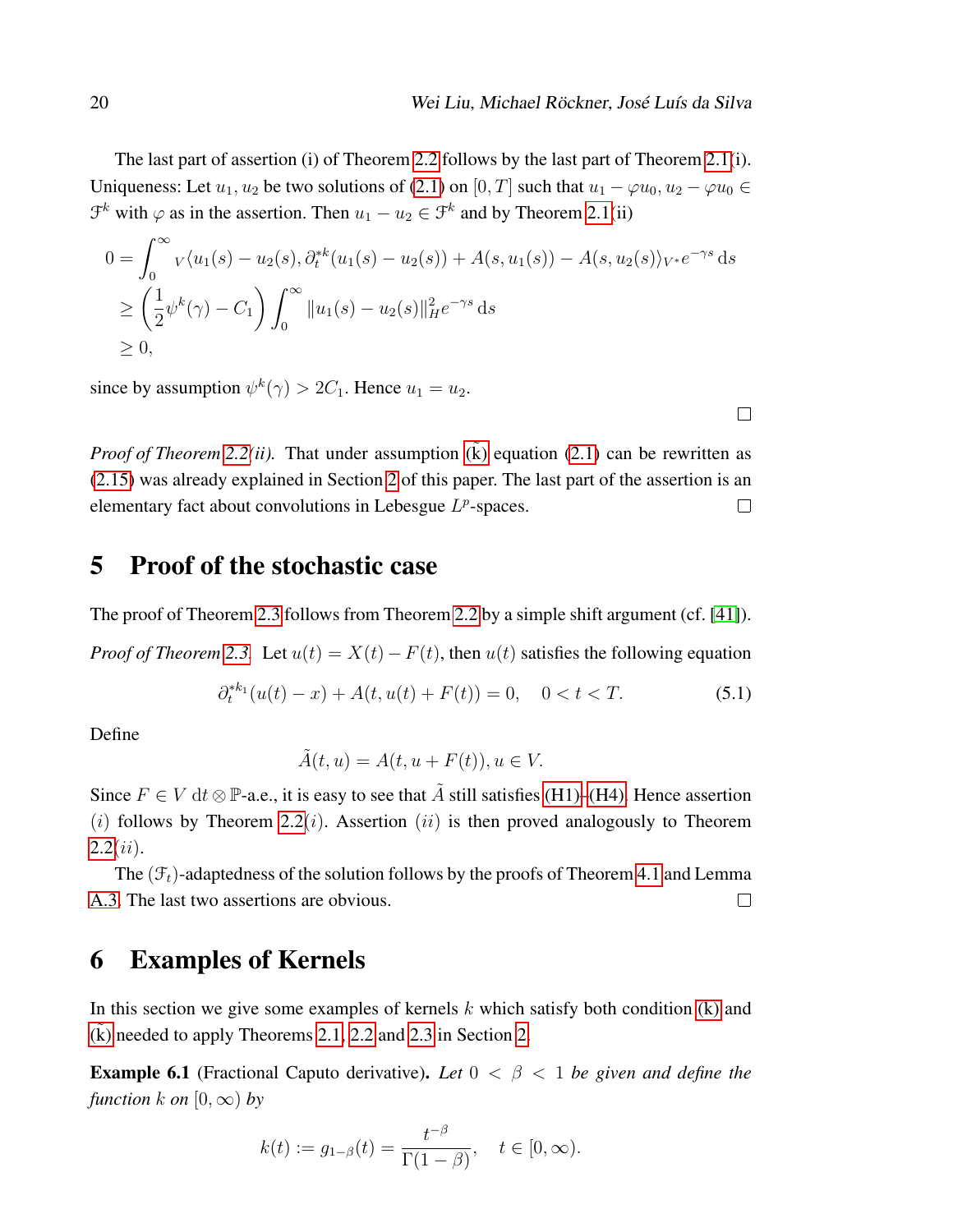The last part of assertion (i) of Theorem 2.2 follows by the last part of Theorem 2.1(i). Uniqueness: Let $u_1, u_2$ be two solutions of (2.1) on $[0,T]$ such that $u_1 - \varphi u_0, u_2 - \varphi u_0 \in \mathcal{F}^k$ with $\varphi$ as in the assertion. Then $u_1 - u_2 \in \mathcal{F}^k$ and by Theorem 2.1(ii)

$$
\begin{aligned}
0 &= \int_0^\infty {}_V\langle u_1(s) - u_2(s), \partial_t^{*k}(u_1(s) - u_2(s)) + A(s, u_1(s)) - A(s, u_2(s))\rangle_{V^*} e^{-\gamma s}\, \mathrm{d}s \\
&\geq \left(\frac{1}{2}\psi^k(\gamma) - C_1\right) \int_0^\infty \|u_1(s) - u_2(s)\|_H^2 e^{-\gamma s}\, \mathrm{d}s \\
&\geq 0,
\end{aligned}
$$

since by assumption $\psi^k(\gamma) > 2C_1$. Hence $u_1 = u_2$. □

*Proof of Theorem 2.2(ii).* That under assumption $(\check{\mathrm{k}})$ equation (2.1) can be rewritten as (2.15) was already explained in Section 2 of this paper. The last part of the assertion is an elementary fact about convolutions in Lebesgue $L^p$-spaces. □

## 5 Proof of the stochastic case

The proof of Theorem 2.3 follows from Theorem 2.2 by a simple shift argument (cf. [41]).

*Proof of Theorem 2.3.* Let $u(t) = X(t) - F(t)$, then $u(t)$ satisfies the following equation

$$
\partial_t^{*k_1}(u(t) - x) + A(t, u(t) + F(t)) = 0, \quad 0 < t < T. \tag{5.1}
$$

Define

$$
\tilde{A}(t, u) = A(t, u + F(t)), u \in V.
$$

Since $F \in V$ $\mathrm{d}t \otimes \mathbb{P}$-a.e., it is easy to see that $\tilde{A}$ still satisfies (H1)–(H4). Hence assertion $(i)$ follows by Theorem 2.2$(i)$. Assertion $(ii)$ is then proved analogously to Theorem 2.2$(ii)$.

The $(\mathcal{F}_t)$-adaptedness of the solution follows by the proofs of Theorem 4.1 and Lemma A.3. The last two assertions are obvious. □

## 6 Examples of Kernels

In this section we give some examples of kernels $k$ which satisfy both condition (k) and $(\check{\mathrm{k}})$ needed to apply Theorems 2.1, 2.2 and 2.3 in Section 2.

**Example 6.1** (Fractional Caputo derivative). *Let $0 < \beta < 1$ be given and define the function $k$ on $[0,\infty)$ by*

$$
k(t) := g_{1-\beta}(t) = \frac{t^{-\beta}}{\Gamma(1-\beta)}, \quad t \in [0,\infty).
$$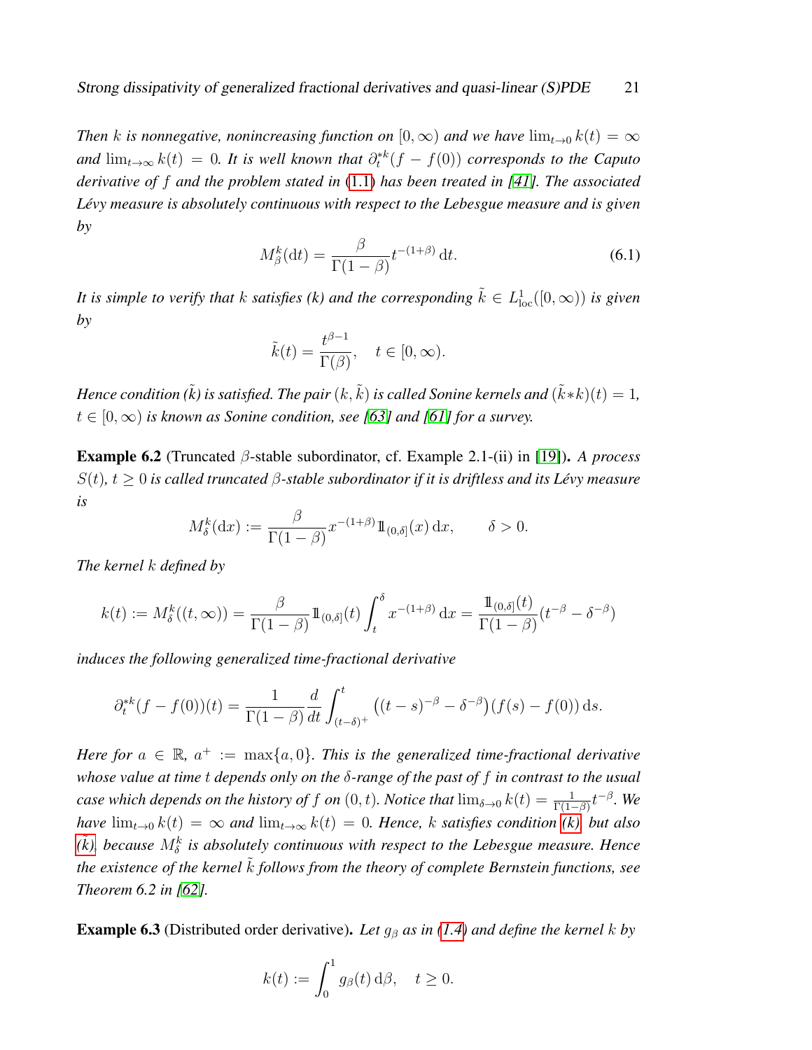*Then $k$ is nonnegative, nonincreasing function on $[0,\infty)$ and we have $\lim_{t\to 0} k(t) = \infty$ and $\lim_{t\to\infty} k(t) = 0$. It is well known that $\partial_t^{*k}(f - f(0))$ corresponds to the Caputo derivative of $f$ and the problem stated in (1.1) has been treated in [41]. The associated Lévy measure is absolutely continuous with respect to the Lebesgue measure and is given by*

$$M_\beta^k(\mathrm{d}t) = \frac{\beta}{\Gamma(1-\beta)} t^{-(1+\beta)}\,\mathrm{d}t. \tag{6.1}$$

*It is simple to verify that $k$ satisfies (k) and the corresponding $\tilde{k} \in L^1_{\mathrm{loc}}([0,\infty))$ is given by*

$$\tilde{k}(t) = \frac{t^{\beta-1}}{\Gamma(\beta)}, \quad t \in [0,\infty).$$

*Hence condition ($\tilde{k}$) is satisfied. The pair $(k,\tilde{k})$ is called Sonine kernels and $(\tilde{k}*k)(t) = 1$, $t \in [0,\infty)$ is known as Sonine condition, see [63] and [61] for a survey.*

**Example 6.2** (Truncated $\beta$-stable subordinator, cf. Example 2.1-(ii) in [19])**.** *A process $S(t)$, $t \geq 0$ is called truncated $\beta$-stable subordinator if it is driftless and its Lévy measure is*

$$M_\delta^k(\mathrm{d}x) := \frac{\beta}{\Gamma(1-\beta)} x^{-(1+\beta)} 1\!\!1_{(0,\delta]}(x)\,\mathrm{d}x, \qquad \delta > 0.$$

*The kernel $k$ defined by*

$$k(t) := M_\delta^k((t,\infty)) = \frac{\beta}{\Gamma(1-\beta)} 1\!\!1_{(0,\delta]}(t) \int_t^\delta x^{-(1+\beta)}\,\mathrm{d}x = \frac{1\!\!1_{(0,\delta]}(t)}{\Gamma(1-\beta)}(t^{-\beta} - \delta^{-\beta})$$

*induces the following generalized time-fractional derivative*

$$\partial_t^{*k}(f - f(0))(t) = \frac{1}{\Gamma(1-\beta)} \frac{d}{dt} \int_{(t-\delta)^+}^t \big((t-s)^{-\beta} - \delta^{-\beta}\big)(f(s) - f(0))\,\mathrm{d}s.$$

*Here for $a \in \mathbb{R}$, $a^+ := \max\{a, 0\}$. This is the generalized time-fractional derivative whose value at time $t$ depends only on the $\delta$-range of the past of $f$ in contrast to the usual case which depends on the history of $f$ on $(0,t)$. Notice that $\lim_{\delta\to 0} k(t) = \frac{1}{\Gamma(1-\beta)} t^{-\beta}$. We have $\lim_{t\to 0} k(t) = \infty$ and $\lim_{t\to\infty} k(t) = 0$. Hence, $k$ satisfies condition (k), but also ($\tilde{k}$), because $M_\delta^k$ is absolutely continuous with respect to the Lebesgue measure. Hence the existence of the kernel $\tilde{k}$ follows from the theory of complete Bernstein functions, see Theorem 6.2 in [62].*

**Example 6.3** (Distributed order derivative)**.** *Let $g_\beta$ as in (1.4) and define the kernel $k$ by*

$$k(t) := \int_0^1 g_\beta(t)\,\mathrm{d}\beta, \quad t \geq 0.$$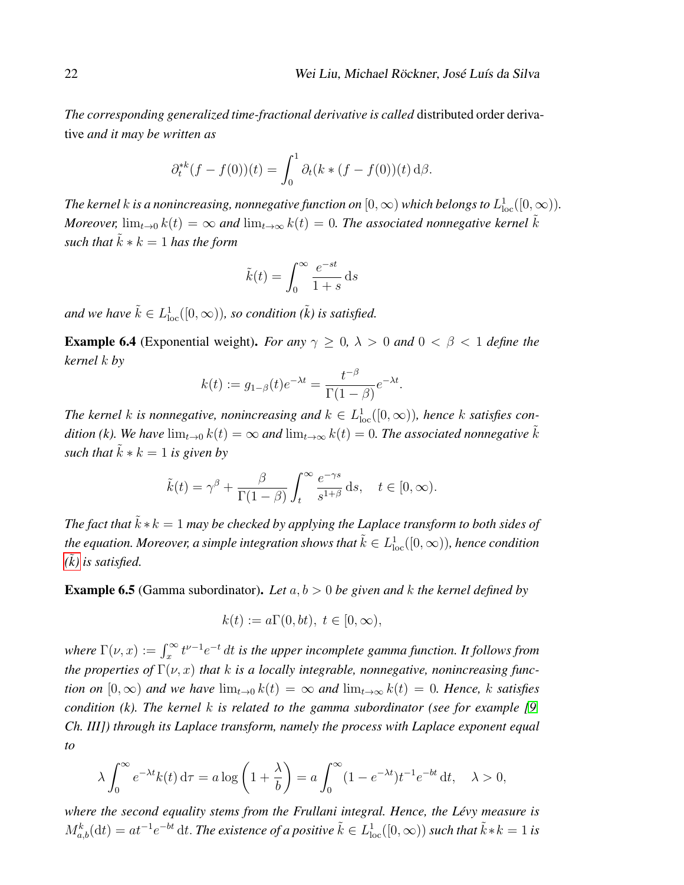*The corresponding generalized time-fractional derivative is called* distributed order derivative *and it may be written as*

$$\partial_t^{*k}(f - f(0))(t) = \int_0^1 \partial_t (k * (f - f(0))(t)\, \mathrm{d}\beta.$$

*The kernel $k$ is a nonincreasing, nonnegative function on $[0,\infty)$ which belongs to $L^1_{\mathrm{loc}}([0,\infty))$. Moreover, $\lim_{t\to 0} k(t) = \infty$ and $\lim_{t\to\infty} k(t) = 0$. The associated nonnegative kernel $\tilde{k}$ such that $\tilde{k} * k = 1$ has the form*

$$\tilde{k}(t) = \int_0^\infty \frac{e^{-st}}{1+s}\, \mathrm{d}s$$

*and we have $\tilde{k} \in L^1_{\mathrm{loc}}([0,\infty))$, so condition ($\tilde{k}$) is satisfied.*

**Example 6.4** (Exponential weight)**.** *For any $\gamma \geq 0$, $\lambda > 0$ and $0 < \beta < 1$ define the kernel $k$ by*

$$k(t) := g_{1-\beta}(t) e^{-\lambda t} = \frac{t^{-\beta}}{\Gamma(1-\beta)} e^{-\lambda t}.$$

*The kernel $k$ is nonnegative, nonincreasing and $k \in L^1_{\mathrm{loc}}([0,\infty))$, hence $k$ satisfies condition (k). We have $\lim_{t\to 0} k(t) = \infty$ and $\lim_{t\to\infty} k(t) = 0$. The associated nonnegative $\tilde{k}$ such that $\tilde{k} * k = 1$ is given by*

$$\tilde{k}(t) = \gamma^\beta + \frac{\beta}{\Gamma(1-\beta)} \int_t^\infty \frac{e^{-\gamma s}}{s^{1+\beta}}\, \mathrm{d}s, \quad t \in [0,\infty).$$

*The fact that $\tilde{k} * k = 1$ may be checked by applying the Laplace transform to both sides of the equation. Moreover, a simple integration shows that $\tilde{k} \in L^1_{\mathrm{loc}}([0,\infty))$, hence condition ($\tilde{k}$) is satisfied.*

**Example 6.5** (Gamma subordinator)**.** *Let $a, b > 0$ be given and $k$ the kernel defined by*

$$k(t) := a\Gamma(0, bt),\ t \in [0,\infty),$$

*where $\Gamma(\nu, x) := \int_x^\infty t^{\nu-1} e^{-t}\, dt$ is the upper incomplete gamma function. It follows from the properties of $\Gamma(\nu, x)$ that $k$ is a locally integrable, nonnegative, nonincreasing function on $[0,\infty)$ and we have $\lim_{t\to 0} k(t) = \infty$ and $\lim_{t\to\infty} k(t) = 0$. Hence, $k$ satisfies condition (k). The kernel $k$ is related to the gamma subordinator (see for example [9, Ch. III]) through its Laplace transform, namely the process with Laplace exponent equal to*

$$\lambda \int_0^\infty e^{-\lambda t} k(t)\, \mathrm{d}\tau = a \log\left(1 + \frac{\lambda}{b}\right) = a \int_0^\infty (1 - e^{-\lambda t}) t^{-1} e^{-bt}\, \mathrm{d}t, \quad \lambda > 0,$$

*where the second equality stems from the Frullani integral. Hence, the Lévy measure is $M^k_{a,b}(\mathrm{d}t) = a t^{-1} e^{-bt}\, \mathrm{d}t$. The existence of a positive $\tilde{k} \in L^1_{\mathrm{loc}}([0,\infty))$ such that $\tilde{k} * k = 1$ is*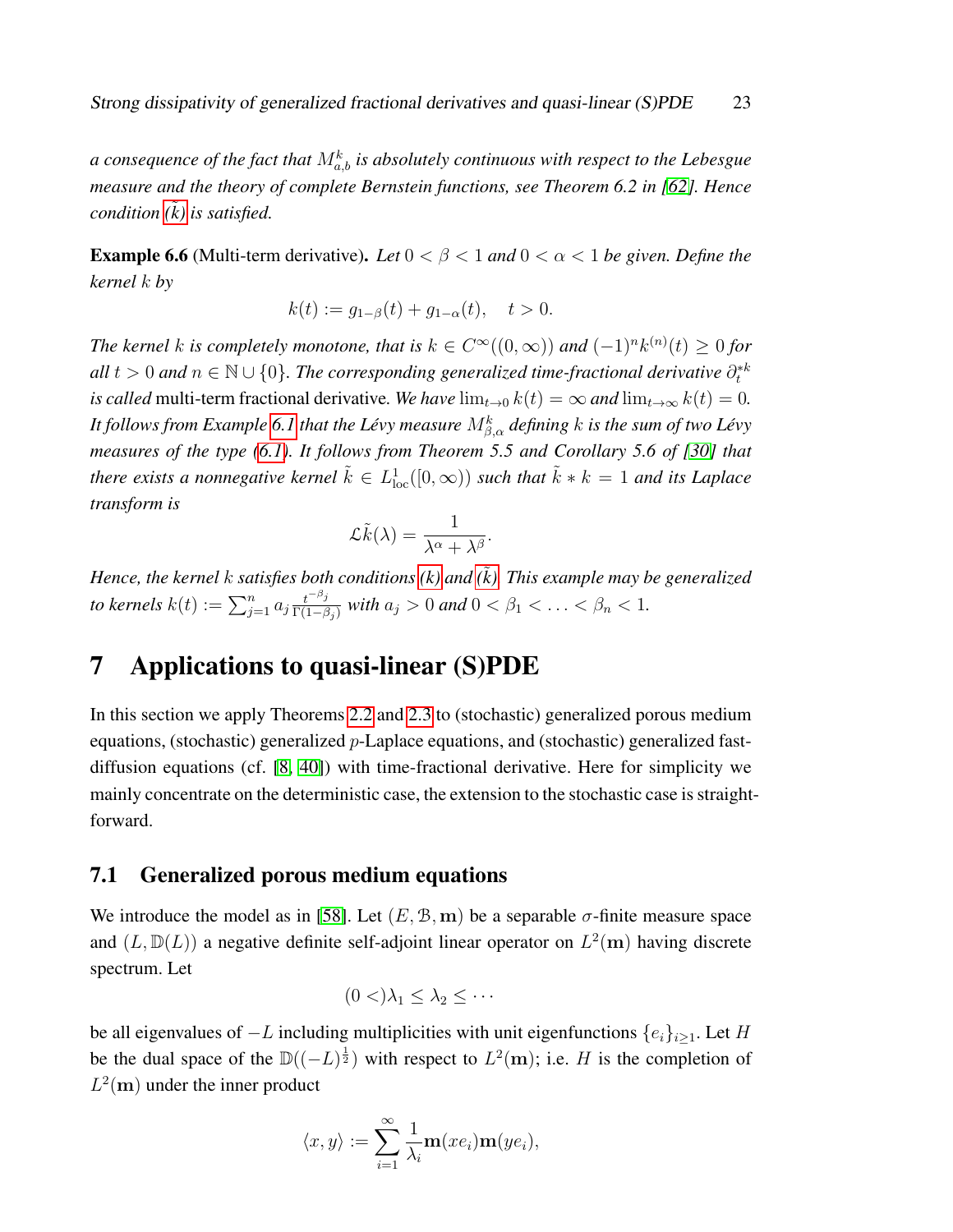*a consequence of the fact that $M^k_{a,b}$ is absolutely continuous with respect to the Lebesgue measure and the theory of complete Bernstein functions, see Theorem 6.2 in [62]. Hence condition $(\tilde{k})$ is satisfied.*

**Example 6.6** (Multi-term derivative)**.** *Let $0 < \beta < 1$ and $0 < \alpha < 1$ be given. Define the kernel $k$ by*

$$k(t) := g_{1-\beta}(t) + g_{1-\alpha}(t), \quad t > 0.$$

*The kernel $k$ is completely monotone, that is $k \in C^\infty((0,\infty))$ and $(-1)^n k^{(n)}(t) \geq 0$ for all $t > 0$ and $n \in \mathbb{N} \cup \{0\}$. The corresponding generalized time-fractional derivative $\partial_t^{*k}$ is called* multi-term fractional derivative*. We have $\lim_{t\to 0} k(t) = \infty$ and $\lim_{t\to\infty} k(t) = 0$. It follows from Example 6.1 that the Lévy measure $M^k_{\beta,\alpha}$ defining $k$ is the sum of two Lévy measures of the type (6.1). It follows from Theorem 5.5 and Corollary 5.6 of [30] that there exists a nonnegative kernel $\tilde{k} \in L^1_{\text{loc}}([0,\infty))$ such that $\tilde{k} * k = 1$ and its Laplace transform is*

$$\mathcal{L}\tilde{k}(\lambda) = \frac{1}{\lambda^\alpha + \lambda^\beta}.$$

*Hence, the kernel $k$ satisfies both conditions (k) and $(\tilde{k})$. This example may be generalized to kernels $k(t) := \sum_{j=1}^n a_j \frac{t^{-\beta_j}}{\Gamma(1-\beta_j)}$ with $a_j > 0$ and $0 < \beta_1 < \ldots < \beta_n < 1$.*

# 7 Applications to quasi-linear (S)PDE

In this section we apply Theorems 2.2 and 2.3 to (stochastic) generalized porous medium equations, (stochastic) generalized $p$-Laplace equations, and (stochastic) generalized fast-diffusion equations (cf. [8, 40]) with time-fractional derivative. Here for simplicity we mainly concentrate on the deterministic case, the extension to the stochastic case is straightforward.

## 7.1 Generalized porous medium equations

We introduce the model as in [58]. Let $(E, \mathcal{B}, \mathbf{m})$ be a separable $\sigma$-finite measure space and $(L, \mathbb{D}(L))$ a negative definite self-adjoint linear operator on $L^2(\mathbf{m})$ having discrete spectrum. Let

$$(0 <)\lambda_1 \leq \lambda_2 \leq \cdots$$

be all eigenvalues of $-L$ including multiplicities with unit eigenfunctions $\{e_i\}_{i\geq 1}$. Let $H$ be the dual space of the $\mathbb{D}((-L)^{\frac{1}{2}})$ with respect to $L^2(\mathbf{m})$; i.e. $H$ is the completion of $L^2(\mathbf{m})$ under the inner product

$$\langle x, y \rangle := \sum_{i=1}^\infty \frac{1}{\lambda_i} \mathbf{m}(xe_i)\mathbf{m}(ye_i),$$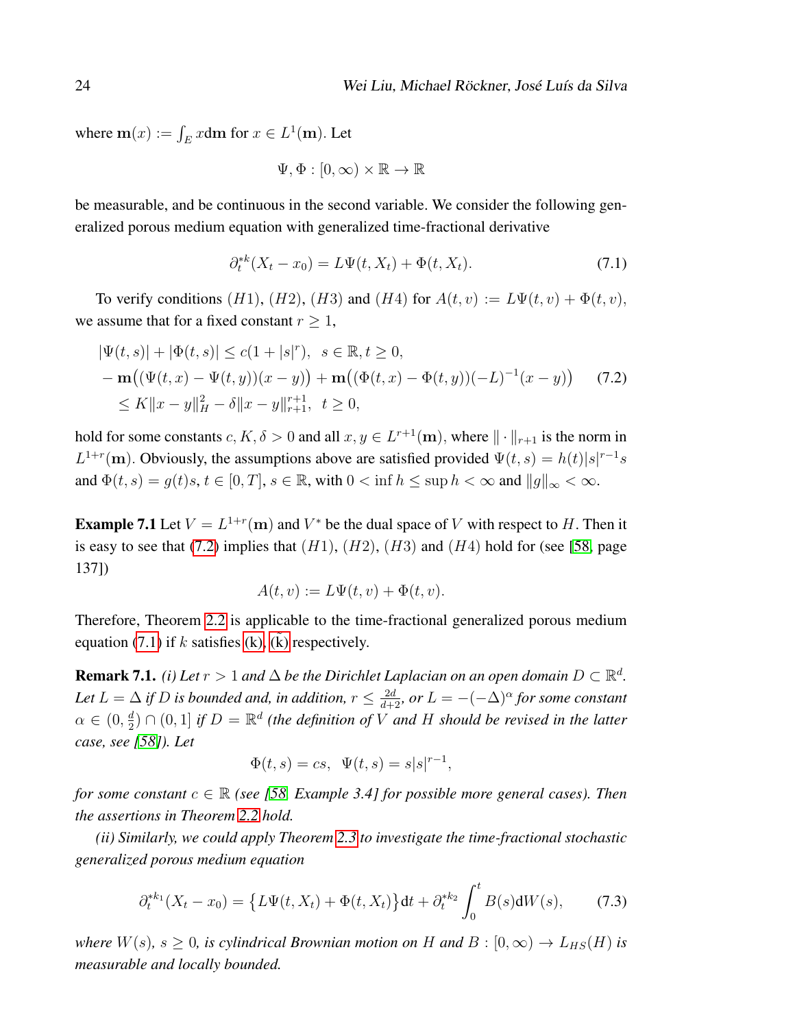where $\mathbf{m}(x) := \int_E x \mathrm{d}\mathbf{m}$ for $x \in L^1(\mathbf{m})$. Let

$$\Psi, \Phi : [0, \infty) \times \mathbb{R} \to \mathbb{R}$$

be measurable, and be continuous in the second variable. We consider the following generalized porous medium equation with generalized time-fractional derivative

$$\partial_t^{*k}(X_t - x_0) = L\Psi(t, X_t) + \Phi(t, X_t). \tag{7.1}$$

To verify conditions $(H1)$, $(H2)$, $(H3)$ and $(H4)$ for $A(t, v) := L\Psi(t, v) + \Phi(t, v)$, we assume that for a fixed constant $r \geq 1$,

$$\begin{aligned}
&|\Psi(t, s)| + |\Phi(t, s)| \leq c(1 + |s|^r), \quad s \in \mathbb{R}, t \geq 0, \\
&-\mathbf{m}\big((\Psi(t, x) - \Psi(t, y))(x - y)\big) + \mathbf{m}\big((\Phi(t, x) - \Phi(t, y))(-L)^{-1}(x - y)\big) \\
&\quad \leq K\|x - y\|_H^2 - \delta\|x - y\|_{r+1}^{r+1}, \quad t \geq 0,
\end{aligned} \tag{7.2}$$

hold for some constants $c, K, \delta > 0$ and all $x, y \in L^{r+1}(\mathbf{m})$, where $\|\cdot\|_{r+1}$ is the norm in $L^{1+r}(\mathbf{m})$. Obviously, the assumptions above are satisfied provided $\Psi(t, s) = h(t)|s|^{r-1}s$ and $\Phi(t, s) = g(t)s$, $t \in [0, T]$, $s \in \mathbb{R}$, with $0 < \inf h \leq \sup h < \infty$ and $\|g\|_\infty < \infty$.

**Example 7.1** Let $V = L^{1+r}(\mathbf{m})$ and $V^*$ be the dual space of $V$ with respect to $H$. Then it is easy to see that (7.2) implies that $(H1)$, $(H2)$, $(H3)$ and $(H4)$ hold for (see [58, page 137])

$$A(t, v) := L\Psi(t, v) + \Phi(t, v).$$

Therefore, Theorem 2.2 is applicable to the time-fractional generalized porous medium equation (7.1) if $k$ satisfies (k), (k) respectively.

**Remark 7.1.** *(i) Let $r > 1$ and $\Delta$ be the Dirichlet Laplacian on an open domain $D \subset \mathbb{R}^d$. Let $L = \Delta$ if $D$ is bounded and, in addition, $r \leq \frac{2d}{d+2}$, or $L = -(-\Delta)^\alpha$ for some constant $\alpha \in (0, \frac{d}{2}) \cap (0, 1]$ if $D = \mathbb{R}^d$ (the definition of $V$ and $H$ should be revised in the latter case, see [58]). Let*

$$\Phi(t, s) = cs, \quad \Psi(t, s) = s|s|^{r-1},$$

*for some constant $c \in \mathbb{R}$ (see [58, Example 3.4] for possible more general cases). Then the assertions in Theorem 2.2 hold.*

*(ii) Similarly, we could apply Theorem 2.3 to investigate the time-fractional stochastic generalized porous medium equation*

$$\partial_t^{*k_1}(X_t - x_0) = \big\{L\Psi(t, X_t) + \Phi(t, X_t)\big\}\mathrm{d}t + \partial_t^{*k_2}\int_0^t B(s)\mathrm{d}W(s), \tag{7.3}$$

*where $W(s)$, $s \geq 0$, is cylindrical Brownian motion on $H$ and $B : [0, \infty) \to L_{HS}(H)$ is measurable and locally bounded.*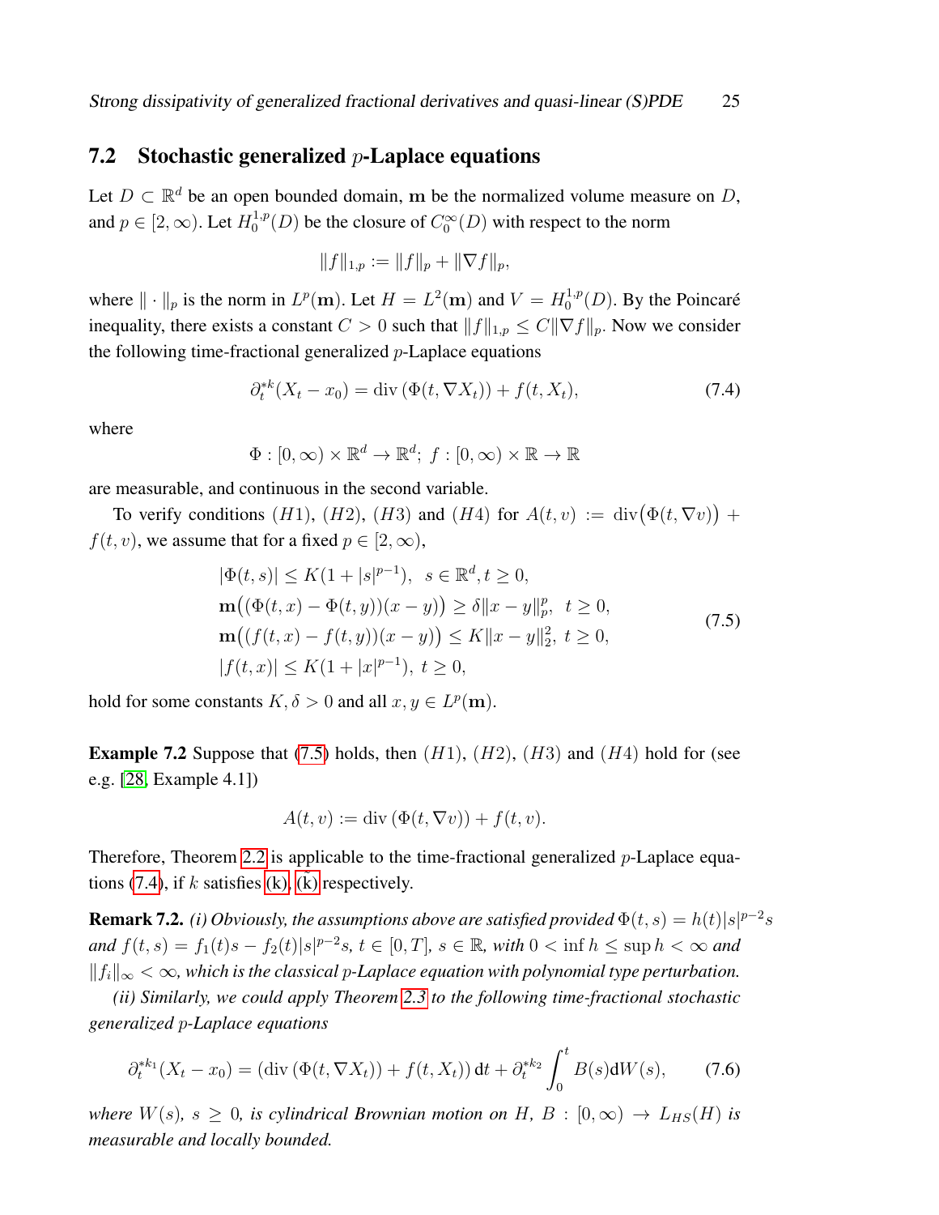## 7.2 Stochastic generalized $p$-Laplace equations

Let $D \subset \mathbb{R}^d$ be an open bounded domain, $\mathbf{m}$ be the normalized volume measure on $D$, and $p \in [2, \infty)$. Let $H_0^{1,p}(D)$ be the closure of $C_0^\infty(D)$ with respect to the norm

$$\|f\|_{1,p} := \|f\|_p + \|\nabla f\|_p,$$

where $\|\cdot\|_p$ is the norm in $L^p(\mathbf{m})$. Let $H = L^2(\mathbf{m})$ and $V = H_0^{1,p}(D)$. By the Poincaré inequality, there exists a constant $C > 0$ such that $\|f\|_{1,p} \le C\|\nabla f\|_p$. Now we consider the following time-fractional generalized $p$-Laplace equations

$$\partial_t^{*k}(X_t - x_0) = \operatorname{div}(\Phi(t, \nabla X_t)) + f(t, X_t), \tag{7.4}$$

where

$$\Phi : [0,\infty) \times \mathbb{R}^d \to \mathbb{R}^d;\ f : [0,\infty) \times \mathbb{R} \to \mathbb{R}$$

are measurable, and continuous in the second variable.

To verify conditions $(H1)$, $(H2)$, $(H3)$ and $(H4)$ for $A(t,v) := \operatorname{div}\big(\Phi(t, \nabla v)\big) + f(t,v)$, we assume that for a fixed $p \in [2, \infty)$,

$$\begin{aligned}
&|\Phi(t,s)| \le K(1 + |s|^{p-1}), \ \ s \in \mathbb{R}^d, t \ge 0,\\
&\mathbf{m}\big((\Phi(t,x) - \Phi(t,y))(x-y)\big) \ge \delta\|x-y\|_p^p, \ \ t \ge 0,\\
&\mathbf{m}\big((f(t,x) - f(t,y))(x-y)\big) \le K\|x-y\|_2^2, \ t \ge 0,\\
&|f(t,x)| \le K(1 + |x|^{p-1}), \ t \ge 0,
\end{aligned} \tag{7.5}$$

hold for some constants $K, \delta > 0$ and all $x, y \in L^p(\mathbf{m})$.

**Example 7.2** Suppose that (7.5) holds, then $(H1)$, $(H2)$, $(H3)$ and $(H4)$ hold for (see e.g. [28, Example 4.1])

$$A(t,v) := \operatorname{div}(\Phi(t, \nabla v)) + f(t,v).$$

Therefore, Theorem 2.2 is applicable to the time-fractional generalized $p$-Laplace equations (7.4), if $k$ satisfies (k), $(\tilde{\text{k}})$ respectively.

**Remark 7.2.** *(i) Obviously, the assumptions above are satisfied provided* $\Phi(t,s) = h(t)|s|^{p-2}s$ *and* $f(t,s) = f_1(t)s - f_2(t)|s|^{p-2}s$, $t \in [0,T]$, $s \in \mathbb{R}$, *with* $0 < \inf h \le \sup h < \infty$ *and* $\|f_i\|_\infty < \infty$, *which is the classical $p$-Laplace equation with polynomial type perturbation.*

*(ii) Similarly, we could apply Theorem 2.3 to the following time-fractional stochastic generalized $p$-Laplace equations*

$$\partial_t^{*k_1}(X_t - x_0) = (\operatorname{div}(\Phi(t, \nabla X_t)) + f(t, X_t))\,\mathrm{d}t + \partial_t^{*k_2}\int_0^t B(s)\mathrm{d}W(s), \tag{7.6}$$

*where* $W(s)$, $s \ge 0$, *is cylindrical Brownian motion on* $H$, $B : [0,\infty) \to L_{HS}(H)$ *is measurable and locally bounded.*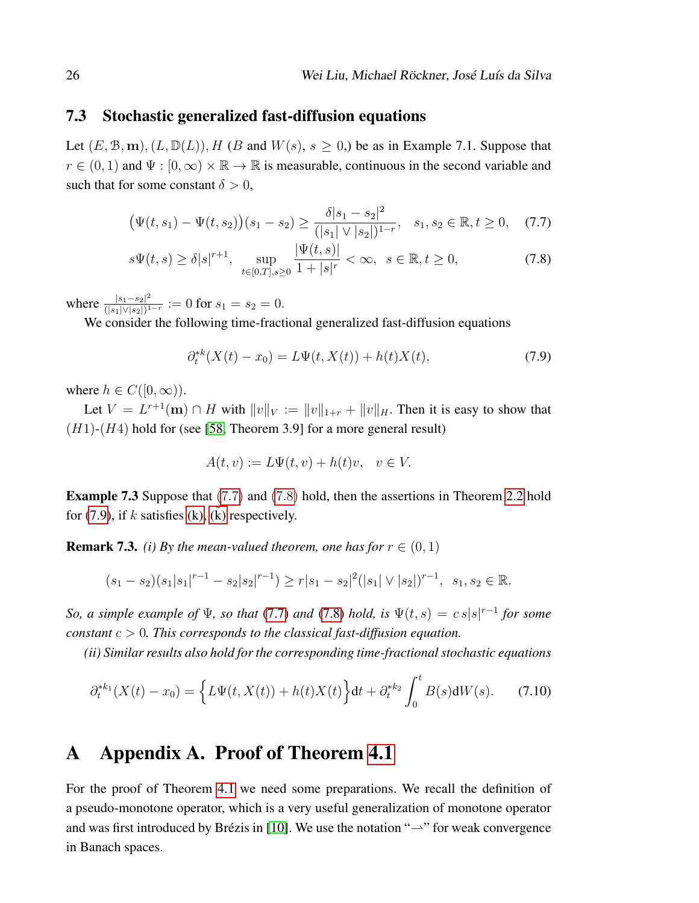### 7.3 Stochastic generalized fast-diffusion equations

Let $(E, \mathcal{B}, \mathbf{m}), (L, \mathbb{D}(L)), H$ ($B$ and $W(s)$, $s \geq 0$,) be as in Example 7.1. Suppose that $r \in (0,1)$ and $\Psi : [0,\infty) \times \mathbb{R} \to \mathbb{R}$ is measurable, continuous in the second variable and such that for some constant $\delta > 0$,

$$\big(\Psi(t,s_1) - \Psi(t,s_2)\big)(s_1 - s_2) \geq \frac{\delta |s_1 - s_2|^2}{(|s_1| \vee |s_2|)^{1-r}}, \quad s_1, s_2 \in \mathbb{R}, t \geq 0, \tag{7.7}$$

$$s\Psi(t,s) \geq \delta |s|^{r+1}, \quad \sup_{t \in [0,T], s \geq 0} \frac{|\Psi(t,s)|}{1 + |s|^r} < \infty, \quad s \in \mathbb{R}, t \geq 0, \tag{7.8}$$

where $\frac{|s_1 - s_2|^2}{(|s_1| \vee |s_2|)^{1-r}} := 0$ for $s_1 = s_2 = 0$.

We consider the following time-fractional generalized fast-diffusion equations

$$\partial_t^{*k}(X(t) - x_0) = L\Psi(t, X(t)) + h(t)X(t), \tag{7.9}$$

where $h \in C([0,\infty))$.

Let $V = L^{r+1}(\mathbf{m}) \cap H$ with $\|v\|_V := \|v\|_{1+r} + \|v\|_H$. Then it is easy to show that $(H1)$-$(H4)$ hold for (see [58, Theorem 3.9] for a more general result)

$$A(t,v) := L\Psi(t,v) + h(t)v, \quad v \in V.$$

**Example 7.3** Suppose that (7.7) and (7.8) hold, then the assertions in Theorem 2.2 hold for (7.9), if $k$ satisfies (k), $(\tilde{\text{k}})$ respectively.

**Remark 7.3.** *(i) By the mean-valued theorem, one has for $r \in (0,1)$*

$$(s_1 - s_2)(s_1|s_1|^{r-1} - s_2|s_2|^{r-1}) \geq r|s_1 - s_2|^2 (|s_1| \vee |s_2|)^{r-1}, \quad s_1, s_2 \in \mathbb{R}.$$

*So, a simple example of $\Psi$, so that (7.7) and (7.8) hold, is $\Psi(t,s) = c\, s|s|^{r-1}$ for some constant $c > 0$. This corresponds to the classical fast-diffusion equation.*

*(ii) Similar results also hold for the corresponding time-fractional stochastic equations*

$$\partial_t^{*k_1}(X(t) - x_0) = \Big\{ L\Psi(t, X(t)) + h(t)X(t) \Big\} \mathrm{d}t + \partial_t^{*k_2} \int_0^t B(s) \mathrm{d}W(s). \tag{7.10}$$

## A Appendix A. Proof of Theorem 4.1

For the proof of Theorem 4.1 we need some preparations. We recall the definition of a pseudo-monotone operator, which is a very useful generalization of monotone operator and was first introduced by Brézis in [10]. We use the notation "$\rightharpoonup$" for weak convergence in Banach spaces.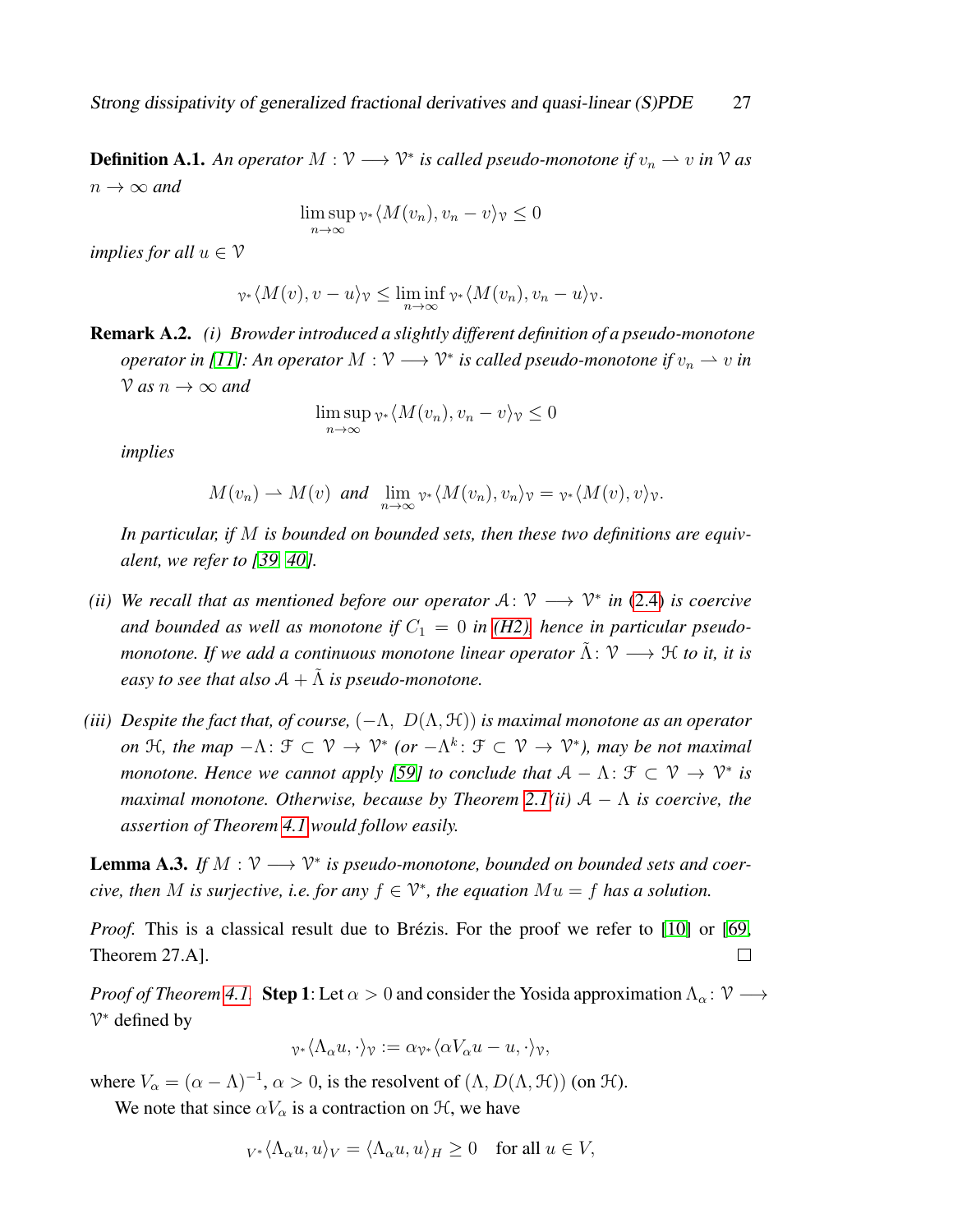**Definition A.1.** *An operator $M : \mathcal{V} \longrightarrow \mathcal{V}^*$ is called pseudo-monotone if $v_n \rightharpoonup v$ in $\mathcal{V}$ as $n \to \infty$ and*

$$\limsup_{n\to\infty} {}_{\mathcal{V}^*}\langle M(v_n), v_n - v\rangle_{\mathcal{V}} \leq 0$$

*implies for all $u \in \mathcal{V}$*

$${}_{\mathcal{V}^*}\langle M(v), v - u\rangle_{\mathcal{V}} \leq \liminf_{n\to\infty} {}_{\mathcal{V}^*}\langle M(v_n), v_n - u\rangle_{\mathcal{V}}.$$

**Remark A.2.** *(i) Browder introduced a slightly different definition of a pseudo-monotone operator in [11]: An operator $M : \mathcal{V} \longrightarrow \mathcal{V}^*$ is called pseudo-monotone if $v_n \rightharpoonup v$ in $\mathcal{V}$ as $n \to \infty$ and*

$$\limsup_{n\to\infty} {}_{\mathcal{V}^*}\langle M(v_n), v_n - v\rangle_{\mathcal{V}} \leq 0$$

*implies*

$$M(v_n) \rightharpoonup M(v) \ \text{ and } \ \lim_{n\to\infty} {}_{\mathcal{V}^*}\langle M(v_n), v_n\rangle_{\mathcal{V}} = {}_{\mathcal{V}^*}\langle M(v), v\rangle_{\mathcal{V}}.$$

*In particular, if $M$ is bounded on bounded sets, then these two definitions are equivalent, we refer to [39, 40].*

*(ii) We recall that as mentioned before our operator $\mathcal{A} \colon \mathcal{V} \longrightarrow \mathcal{V}^*$ in (2.4) is coercive and bounded as well as monotone if $C_1 = 0$ in (H2), hence in particular pseudo-monotone. If we add a continuous monotone linear operator $\tilde{\Lambda} \colon \mathcal{V} \longrightarrow \mathcal{H}$ to it, it is easy to see that also $\mathcal{A} + \tilde{\Lambda}$ is pseudo-monotone.*

*(iii) Despite the fact that, of course, $(-\Lambda,\ D(\Lambda, \mathcal{H}))$ is maximal monotone as an operator on $\mathcal{H}$, the map $-\Lambda \colon \mathcal{F} \subset \mathcal{V} \to \mathcal{V}^*$ (or $-\Lambda^k \colon \mathcal{F} \subset \mathcal{V} \to \mathcal{V}^*$), may be not maximal monotone. Hence we cannot apply [59] to conclude that $\mathcal{A} - \Lambda \colon \mathcal{F} \subset \mathcal{V} \to \mathcal{V}^*$ is maximal monotone. Otherwise, because by Theorem 2.1(ii) $\mathcal{A} - \Lambda$ is coercive, the assertion of Theorem 4.1 would follow easily.*

**Lemma A.3.** *If $M : \mathcal{V} \longrightarrow \mathcal{V}^*$ is pseudo-monotone, bounded on bounded sets and coercive, then $M$ is surjective, i.e. for any $f \in \mathcal{V}^*$, the equation $Mu = f$ has a solution.*

*Proof.* This is a classical result due to Brézis. For the proof we refer to [10] or [69, Theorem 27.A]. □

*Proof of Theorem 4.1.* **Step 1**: Let $\alpha > 0$ and consider the Yosida approximation $\Lambda_\alpha \colon \mathcal{V} \longrightarrow \mathcal{V}^*$ defined by

$${}_{\mathcal{V}^*}\langle \Lambda_\alpha u, \cdot\rangle_{\mathcal{V}} := \alpha\, {}_{\mathcal{V}^*}\langle \alpha V_\alpha u - u, \cdot\rangle_{\mathcal{V}},$$

where $V_\alpha = (\alpha - \Lambda)^{-1}$, $\alpha > 0$, is the resolvent of $(\Lambda, D(\Lambda, \mathcal{H}))$ (on $\mathcal{H}$).

We note that since $\alpha V_\alpha$ is a contraction on $\mathcal{H}$, we have

$${}_{V^*}\langle \Lambda_\alpha u, u\rangle_V = \langle \Lambda_\alpha u, u\rangle_H \geq 0 \quad \text{for all } u \in V,$$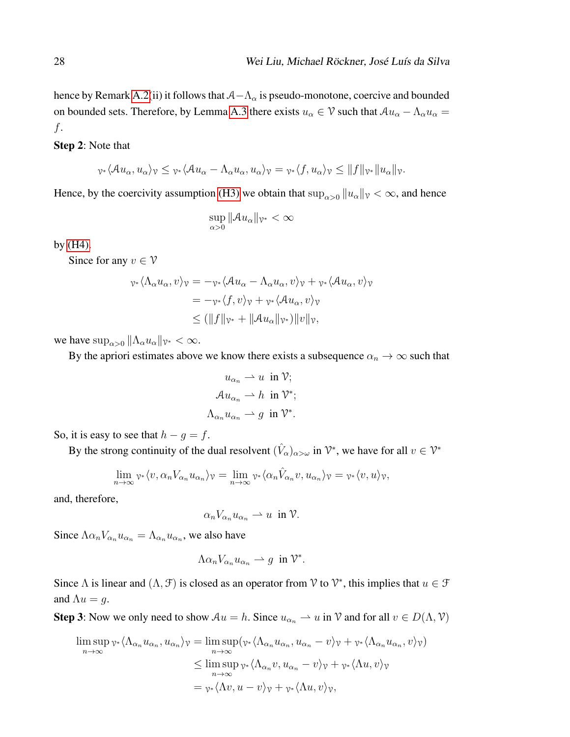hence by Remark A.2(ii) it follows that $\mathcal{A}-\Lambda_\alpha$ is pseudo-monotone, coercive and bounded on bounded sets. Therefore, by Lemma A.3 there exists $u_\alpha \in \mathcal{V}$ such that $\mathcal{A}u_\alpha - \Lambda_\alpha u_\alpha = f$.

**Step 2**: Note that

$$_{\mathcal{V}^*}\langle \mathcal{A}u_\alpha, u_\alpha\rangle_{\mathcal{V}} \le {}_{\mathcal{V}^*}\langle \mathcal{A}u_\alpha - \Lambda_\alpha u_\alpha, u_\alpha\rangle_{\mathcal{V}} = {}_{\mathcal{V}^*}\langle f, u_\alpha\rangle_{\mathcal{V}} \le \|f\|_{\mathcal{V}^*}\|u_\alpha\|_{\mathcal{V}}.$$

Hence, by the coercivity assumption (H3) we obtain that $\sup_{\alpha>0}\|u_\alpha\|_{\mathcal{V}} < \infty$, and hence

$$\sup_{\alpha>0}\|\mathcal{A}u_\alpha\|_{\mathcal{V}^*} < \infty$$

by (H4).

Since for any $v \in \mathcal{V}$

$$\begin{aligned}
_{\mathcal{V}^*}\langle \Lambda_\alpha u_\alpha, v\rangle_{\mathcal{V}} &= -{}_{\mathcal{V}^*}\langle \mathcal{A}u_\alpha - \Lambda_\alpha u_\alpha, v\rangle_{\mathcal{V}} + {}_{\mathcal{V}^*}\langle \mathcal{A}u_\alpha, v\rangle_{\mathcal{V}}\\
&= -{}_{\mathcal{V}^*}\langle f, v\rangle_{\mathcal{V}} + {}_{\mathcal{V}^*}\langle \mathcal{A}u_\alpha, v\rangle_{\mathcal{V}}\\
&\le (\|f\|_{\mathcal{V}^*} + \|\mathcal{A}u_\alpha\|_{\mathcal{V}^*})\|v\|_{\mathcal{V}},
\end{aligned}$$

we have $\sup_{\alpha>0}\|\Lambda_\alpha u_\alpha\|_{\mathcal{V}^*} < \infty$.

By the apriori estimates above we know there exists a subsequence $\alpha_n \to \infty$ such that

$$\begin{aligned}
u_{\alpha_n} &\rightharpoonup u \ \text{ in } \mathcal{V};\\
\mathcal{A}u_{\alpha_n} &\rightharpoonup h \ \text{ in } \mathcal{V}^*;\\
\Lambda_{\alpha_n}u_{\alpha_n} &\rightharpoonup g \ \text{ in } \mathcal{V}^*.
\end{aligned}$$

So, it is easy to see that $h - g = f$.

By the strong continuity of the dual resolvent $(\hat{V}_\alpha)_{\alpha>\omega}$ in $\mathcal{V}^*$, we have for all $v \in \mathcal{V}^*$

$$\lim_{n\to\infty} {}_{\mathcal{V}^*}\langle v, \alpha_n V_{\alpha_n}u_{\alpha_n}\rangle_{\mathcal{V}} = \lim_{n\to\infty} {}_{\mathcal{V}^*}\langle \alpha_n \hat{V}_{\alpha_n} v, u_{\alpha_n}\rangle_{\mathcal{V}} = {}_{\mathcal{V}^*}\langle v, u\rangle_{\mathcal{V}},$$

and, therefore,

$$\alpha_n V_{\alpha_n}u_{\alpha_n} \rightharpoonup u \ \text{ in } \mathcal{V}.$$

Since $\Lambda \alpha_n V_{\alpha_n}u_{\alpha_n} = \Lambda_{\alpha_n}u_{\alpha_n}$, we also have

$$\Lambda \alpha_n V_{\alpha_n}u_{\alpha_n} \rightharpoonup g \ \text{ in } \mathcal{V}^*.$$

Since $\Lambda$ is linear and $(\Lambda, \mathcal{F})$ is closed as an operator from $\mathcal{V}$ to $\mathcal{V}^*$, this implies that $u \in \mathcal{F}$ and $\Lambda u = g$.

**Step 3**: Now we only need to show $\mathcal{A}u = h$. Since $u_{\alpha_n} \rightharpoonup u$ in $\mathcal{V}$ and for all $v \in D(\Lambda, \mathcal{V})$

$$\begin{aligned}
\limsup_{n\to\infty} {}_{\mathcal{V}^*}\langle \Lambda_{\alpha_n}u_{\alpha_n}, u_{\alpha_n}\rangle_{\mathcal{V}} &= \limsup_{n\to\infty} ({}_{\mathcal{V}^*}\langle \Lambda_{\alpha_n}u_{\alpha_n}, u_{\alpha_n} - v\rangle_{\mathcal{V}} + {}_{\mathcal{V}^*}\langle \Lambda_{\alpha_n}u_{\alpha_n}, v\rangle_{\mathcal{V}})\\
&\le \limsup_{n\to\infty} {}_{\mathcal{V}^*}\langle \Lambda_{\alpha_n}v, u_{\alpha_n} - v\rangle_{\mathcal{V}} + {}_{\mathcal{V}^*}\langle \Lambda u, v\rangle_{\mathcal{V}}\\
&= {}_{\mathcal{V}^*}\langle \Lambda v, u - v\rangle_{\mathcal{V}} + {}_{\mathcal{V}^*}\langle \Lambda u, v\rangle_{\mathcal{V}},
\end{aligned}$$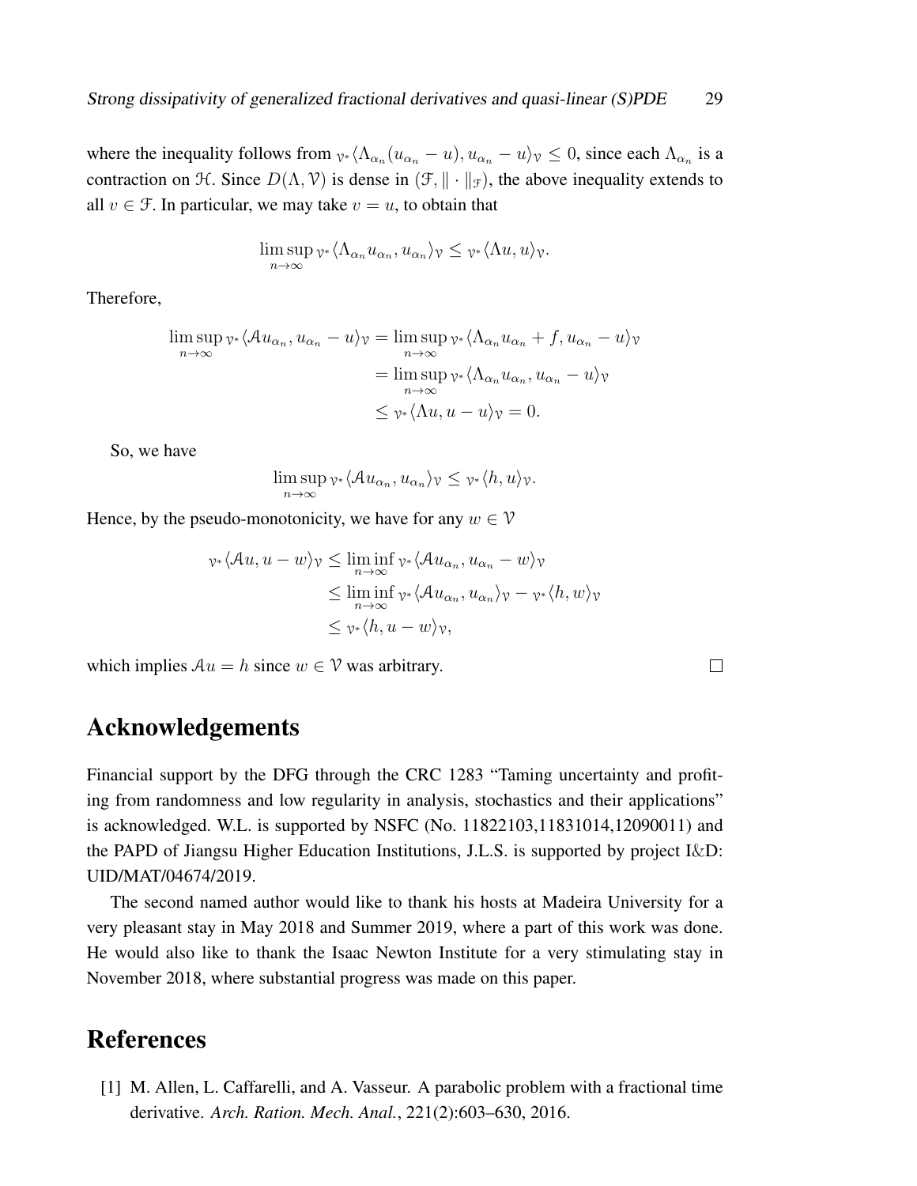where the inequality follows from ${}_{\mathcal{V}^*}\langle \Lambda_{\alpha_n}(u_{\alpha_n} - u), u_{\alpha_n} - u\rangle_{\mathcal{V}} \le 0$, since each $\Lambda_{\alpha_n}$ is a contraction on $\mathcal{H}$. Since $D(\Lambda, \mathcal{V})$ is dense in $(\mathcal{F}, \|\cdot\|_{\mathcal{F}})$, the above inequality extends to all $v \in \mathcal{F}$. In particular, we may take $v = u$, to obtain that

$$\limsup_{n\to\infty} {}_{\mathcal{V}^*}\langle \Lambda_{\alpha_n} u_{\alpha_n}, u_{\alpha_n}\rangle_{\mathcal{V}} \le {}_{\mathcal{V}^*}\langle \Lambda u, u\rangle_{\mathcal{V}}.$$

Therefore,

$$\begin{aligned}
\limsup_{n\to\infty} {}_{\mathcal{V}^*}\langle \mathcal{A} u_{\alpha_n}, u_{\alpha_n} - u\rangle_{\mathcal{V}} &= \limsup_{n\to\infty} {}_{\mathcal{V}^*}\langle \Lambda_{\alpha_n} u_{\alpha_n} + f, u_{\alpha_n} - u\rangle_{\mathcal{V}} \\
&= \limsup_{n\to\infty} {}_{\mathcal{V}^*}\langle \Lambda_{\alpha_n} u_{\alpha_n}, u_{\alpha_n} - u\rangle_{\mathcal{V}} \\
&\le {}_{\mathcal{V}^*}\langle \Lambda u, u - u\rangle_{\mathcal{V}} = 0.
\end{aligned}$$

So, we have

$$\limsup_{n\to\infty} {}_{\mathcal{V}^*}\langle \mathcal{A} u_{\alpha_n}, u_{\alpha_n}\rangle_{\mathcal{V}} \le {}_{\mathcal{V}^*}\langle h, u\rangle_{\mathcal{V}}.$$

Hence, by the pseudo-monotonicity, we have for any $w \in \mathcal{V}$

$$\begin{aligned}
{}_{\mathcal{V}^*}\langle \mathcal{A} u, u - w\rangle_{\mathcal{V}} &\le \liminf_{n\to\infty} {}_{\mathcal{V}^*}\langle \mathcal{A} u_{\alpha_n}, u_{\alpha_n} - w\rangle_{\mathcal{V}} \\
&\le \liminf_{n\to\infty} {}_{\mathcal{V}^*}\langle \mathcal{A} u_{\alpha_n}, u_{\alpha_n}\rangle_{\mathcal{V}} - {}_{\mathcal{V}^*}\langle h, w\rangle_{\mathcal{V}} \\
&\le {}_{\mathcal{V}^*}\langle h, u - w\rangle_{\mathcal{V}},
\end{aligned}$$

which implies $\mathcal{A}u = h$ since $w \in \mathcal{V}$ was arbitrary. □

# Acknowledgements

Financial support by the DFG through the CRC 1283 "Taming uncertainty and profiting from randomness and low regularity in analysis, stochastics and their applications" is acknowledged. W.L. is supported by NSFC (No. 11822103,11831014,12090011) and the PAPD of Jiangsu Higher Education Institutions, J.L.S. is supported by project I&D: UID/MAT/04674/2019.

The second named author would like to thank his hosts at Madeira University for a very pleasant stay in May 2018 and Summer 2019, where a part of this work was done. He would also like to thank the Isaac Newton Institute for a very stimulating stay in November 2018, where substantial progress was made on this paper.

# References

[1] M. Allen, L. Caffarelli, and A. Vasseur. A parabolic problem with a fractional time derivative. *Arch. Ration. Mech. Anal.*, 221(2):603–630, 2016.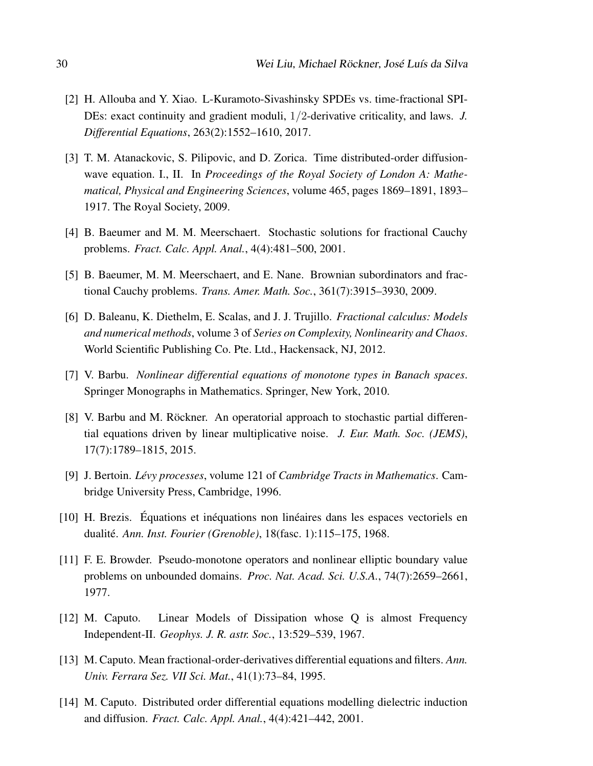[2] H. Allouba and Y. Xiao. L-Kuramoto-Sivashinsky SPDEs vs. time-fractional SPIDEs: exact continuity and gradient moduli, $1/2$-derivative criticality, and laws. *J. Differential Equations*, 263(2):1552–1610, 2017.

[3] T. M. Atanackovic, S. Pilipovic, and D. Zorica. Time distributed-order diffusion-wave equation. I., II. In *Proceedings of the Royal Society of London A: Mathematical, Physical and Engineering Sciences*, volume 465, pages 1869–1891, 1893–1917. The Royal Society, 2009.

[4] B. Baeumer and M. M. Meerschaert. Stochastic solutions for fractional Cauchy problems. *Fract. Calc. Appl. Anal.*, 4(4):481–500, 2001.

[5] B. Baeumer, M. M. Meerschaert, and E. Nane. Brownian subordinators and fractional Cauchy problems. *Trans. Amer. Math. Soc.*, 361(7):3915–3930, 2009.

[6] D. Baleanu, K. Diethelm, E. Scalas, and J. J. Trujillo. *Fractional calculus: Models and numerical methods*, volume 3 of *Series on Complexity, Nonlinearity and Chaos*. World Scientific Publishing Co. Pte. Ltd., Hackensack, NJ, 2012.

[7] V. Barbu. *Nonlinear differential equations of monotone types in Banach spaces*. Springer Monographs in Mathematics. Springer, New York, 2010.

[8] V. Barbu and M. Röckner. An operatorial approach to stochastic partial differential equations driven by linear multiplicative noise. *J. Eur. Math. Soc. (JEMS)*, 17(7):1789–1815, 2015.

[9] J. Bertoin. *Lévy processes*, volume 121 of *Cambridge Tracts in Mathematics*. Cambridge University Press, Cambridge, 1996.

[10] H. Brezis. Équations et inéquations non linéaires dans les espaces vectoriels en dualité. *Ann. Inst. Fourier (Grenoble)*, 18(fasc. 1):115–175, 1968.

[11] F. E. Browder. Pseudo-monotone operators and nonlinear elliptic boundary value problems on unbounded domains. *Proc. Nat. Acad. Sci. U.S.A.*, 74(7):2659–2661, 1977.

[12] M. Caputo. Linear Models of Dissipation whose Q is almost Frequency Independent-II. *Geophys. J. R. astr. Soc.*, 13:529–539, 1967.

[13] M. Caputo. Mean fractional-order-derivatives differential equations and filters. *Ann. Univ. Ferrara Sez. VII Sci. Mat.*, 41(1):73–84, 1995.

[14] M. Caputo. Distributed order differential equations modelling dielectric induction and diffusion. *Fract. Calc. Appl. Anal.*, 4(4):421–442, 2001.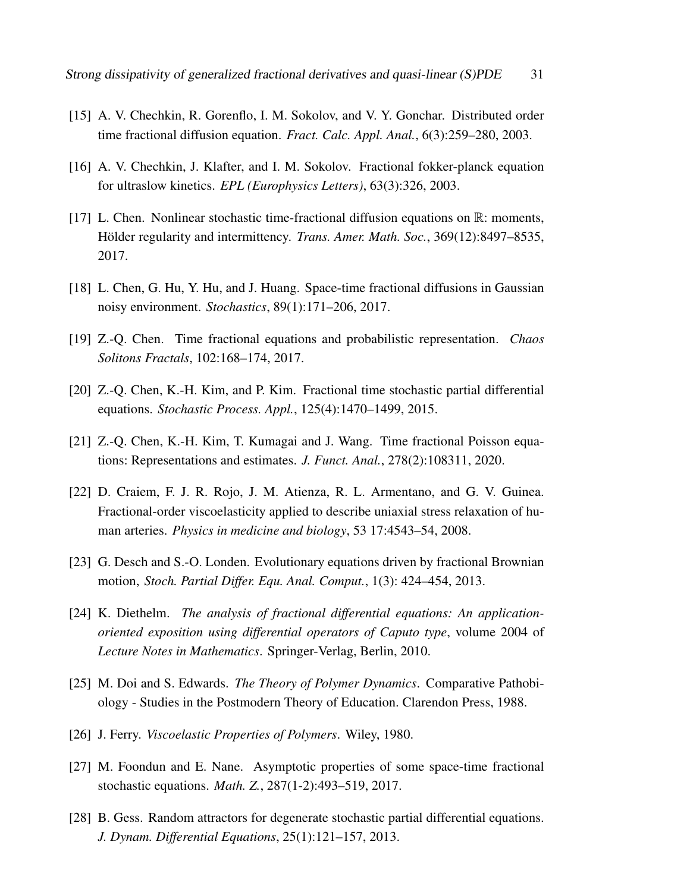[15] A. V. Chechkin, R. Gorenflo, I. M. Sokolov, and V. Y. Gonchar. Distributed order time fractional diffusion equation. *Fract. Calc. Appl. Anal.*, 6(3):259–280, 2003.

[16] A. V. Chechkin, J. Klafter, and I. M. Sokolov. Fractional fokker-planck equation for ultraslow kinetics. *EPL (Europhysics Letters)*, 63(3):326, 2003.

[17] L. Chen. Nonlinear stochastic time-fractional diffusion equations on $\mathbb{R}$: moments, Hölder regularity and intermittency. *Trans. Amer. Math. Soc.*, 369(12):8497–8535, 2017.

[18] L. Chen, G. Hu, Y. Hu, and J. Huang. Space-time fractional diffusions in Gaussian noisy environment. *Stochastics*, 89(1):171–206, 2017.

[19] Z.-Q. Chen. Time fractional equations and probabilistic representation. *Chaos Solitons Fractals*, 102:168–174, 2017.

[20] Z.-Q. Chen, K.-H. Kim, and P. Kim. Fractional time stochastic partial differential equations. *Stochastic Process. Appl.*, 125(4):1470–1499, 2015.

[21] Z.-Q. Chen, K.-H. Kim, T. Kumagai and J. Wang. Time fractional Poisson equations: Representations and estimates. *J. Funct. Anal.*, 278(2):108311, 2020.

[22] D. Craiem, F. J. R. Rojo, J. M. Atienza, R. L. Armentano, and G. V. Guinea. Fractional-order viscoelasticity applied to describe uniaxial stress relaxation of human arteries. *Physics in medicine and biology*, 53 17:4543–54, 2008.

[23] G. Desch and S.-O. Londen. Evolutionary equations driven by fractional Brownian motion, *Stoch. Partial Differ. Equ. Anal. Comput.*, 1(3): 424–454, 2013.

[24] K. Diethelm. *The analysis of fractional differential equations: An application-oriented exposition using differential operators of Caputo type*, volume 2004 of *Lecture Notes in Mathematics*. Springer-Verlag, Berlin, 2010.

[25] M. Doi and S. Edwards. *The Theory of Polymer Dynamics*. Comparative Pathobiology - Studies in the Postmodern Theory of Education. Clarendon Press, 1988.

[26] J. Ferry. *Viscoelastic Properties of Polymers*. Wiley, 1980.

[27] M. Foondun and E. Nane. Asymptotic properties of some space-time fractional stochastic equations. *Math. Z.*, 287(1-2):493–519, 2017.

[28] B. Gess. Random attractors for degenerate stochastic partial differential equations. *J. Dynam. Differential Equations*, 25(1):121–157, 2013.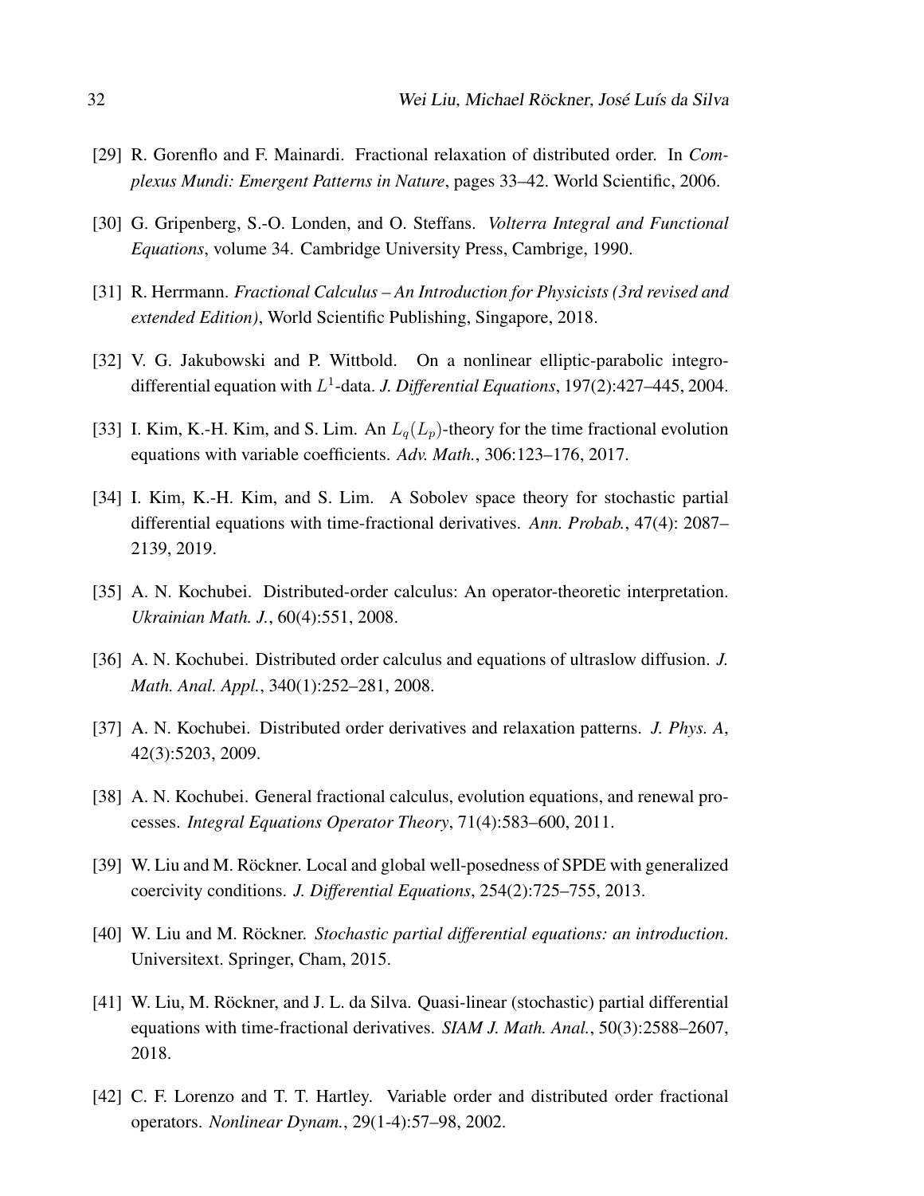[29] R. Gorenflo and F. Mainardi. Fractional relaxation of distributed order. In *Complexus Mundi: Emergent Patterns in Nature*, pages 33–42. World Scientific, 2006.

[30] G. Gripenberg, S.-O. Londen, and O. Steffans. *Volterra Integral and Functional Equations*, volume 34. Cambridge University Press, Cambrige, 1990.

[31] R. Herrmann. *Fractional Calculus – An Introduction for Physicists (3rd revised and extended Edition)*, World Scientific Publishing, Singapore, 2018.

[32] V. G. Jakubowski and P. Wittbold. On a nonlinear elliptic-parabolic integro-differential equation with $L^1$-data. *J. Differential Equations*, 197(2):427–445, 2004.

[33] I. Kim, K.-H. Kim, and S. Lim. An $L_q(L_p)$-theory for the time fractional evolution equations with variable coefficients. *Adv. Math.*, 306:123–176, 2017.

[34] I. Kim, K.-H. Kim, and S. Lim. A Sobolev space theory for stochastic partial differential equations with time-fractional derivatives. *Ann. Probab.*, 47(4): 2087–2139, 2019.

[35] A. N. Kochubei. Distributed-order calculus: An operator-theoretic interpretation. *Ukrainian Math. J.*, 60(4):551, 2008.

[36] A. N. Kochubei. Distributed order calculus and equations of ultraslow diffusion. *J. Math. Anal. Appl.*, 340(1):252–281, 2008.

[37] A. N. Kochubei. Distributed order derivatives and relaxation patterns. *J. Phys. A*, 42(3):5203, 2009.

[38] A. N. Kochubei. General fractional calculus, evolution equations, and renewal processes. *Integral Equations Operator Theory*, 71(4):583–600, 2011.

[39] W. Liu and M. Röckner. Local and global well-posedness of SPDE with generalized coercivity conditions. *J. Differential Equations*, 254(2):725–755, 2013.

[40] W. Liu and M. Röckner. *Stochastic partial differential equations: an introduction*. Universitext. Springer, Cham, 2015.

[41] W. Liu, M. Röckner, and J. L. da Silva. Quasi-linear (stochastic) partial differential equations with time-fractional derivatives. *SIAM J. Math. Anal.*, 50(3):2588–2607, 2018.

[42] C. F. Lorenzo and T. T. Hartley. Variable order and distributed order fractional operators. *Nonlinear Dynam.*, 29(1-4):57–98, 2002.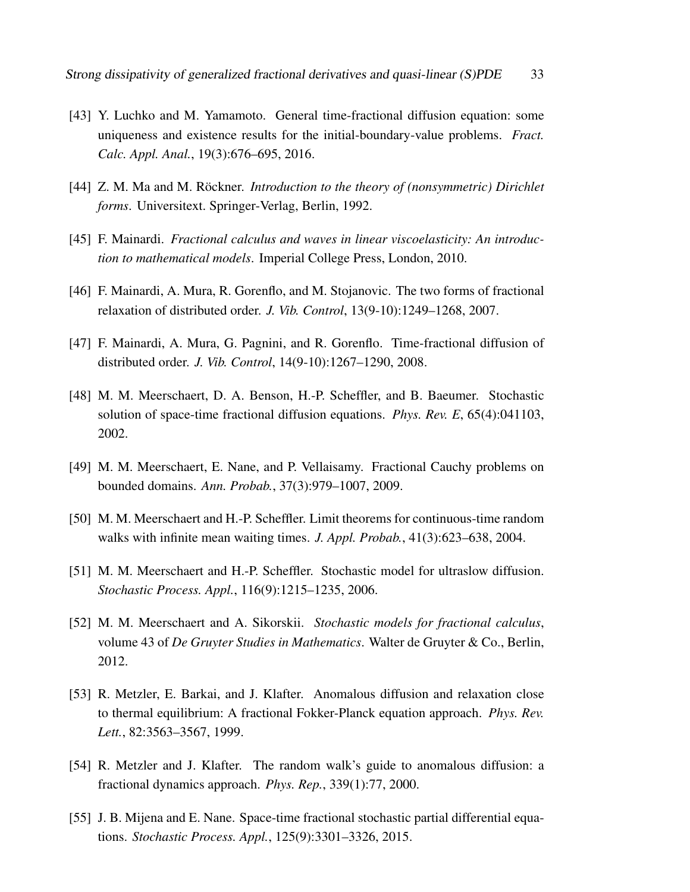[43] Y. Luchko and M. Yamamoto. General time-fractional diffusion equation: some uniqueness and existence results for the initial-boundary-value problems. *Fract. Calc. Appl. Anal.*, 19(3):676–695, 2016.

[44] Z. M. Ma and M. Röckner. *Introduction to the theory of (nonsymmetric) Dirichlet forms*. Universitext. Springer-Verlag, Berlin, 1992.

[45] F. Mainardi. *Fractional calculus and waves in linear viscoelasticity: An introduction to mathematical models*. Imperial College Press, London, 2010.

[46] F. Mainardi, A. Mura, R. Gorenflo, and M. Stojanovic. The two forms of fractional relaxation of distributed order. *J. Vib. Control*, 13(9-10):1249–1268, 2007.

[47] F. Mainardi, A. Mura, G. Pagnini, and R. Gorenflo. Time-fractional diffusion of distributed order. *J. Vib. Control*, 14(9-10):1267–1290, 2008.

[48] M. M. Meerschaert, D. A. Benson, H.-P. Scheffler, and B. Baeumer. Stochastic solution of space-time fractional diffusion equations. *Phys. Rev. E*, 65(4):041103, 2002.

[49] M. M. Meerschaert, E. Nane, and P. Vellaisamy. Fractional Cauchy problems on bounded domains. *Ann. Probab.*, 37(3):979–1007, 2009.

[50] M. M. Meerschaert and H.-P. Scheffler. Limit theorems for continuous-time random walks with infinite mean waiting times. *J. Appl. Probab.*, 41(3):623–638, 2004.

[51] M. M. Meerschaert and H.-P. Scheffler. Stochastic model for ultraslow diffusion. *Stochastic Process. Appl.*, 116(9):1215–1235, 2006.

[52] M. M. Meerschaert and A. Sikorskii. *Stochastic models for fractional calculus*, volume 43 of *De Gruyter Studies in Mathematics*. Walter de Gruyter & Co., Berlin, 2012.

[53] R. Metzler, E. Barkai, and J. Klafter. Anomalous diffusion and relaxation close to thermal equilibrium: A fractional Fokker-Planck equation approach. *Phys. Rev. Lett.*, 82:3563–3567, 1999.

[54] R. Metzler and J. Klafter. The random walk's guide to anomalous diffusion: a fractional dynamics approach. *Phys. Rep.*, 339(1):77, 2000.

[55] J. B. Mijena and E. Nane. Space-time fractional stochastic partial differential equations. *Stochastic Process. Appl.*, 125(9):3301–3326, 2015.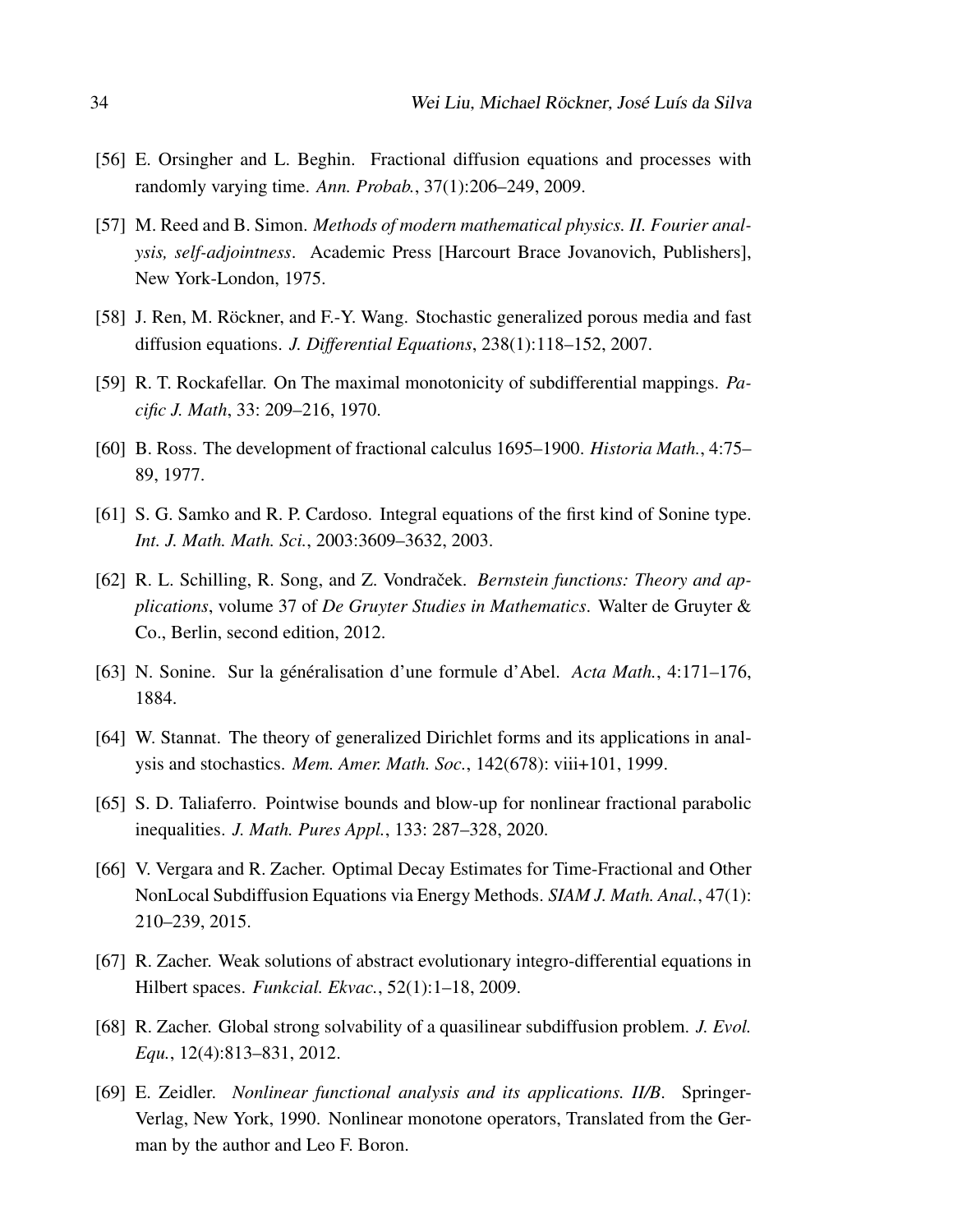[56] E. Orsingher and L. Beghin. Fractional diffusion equations and processes with randomly varying time. *Ann. Probab.*, 37(1):206–249, 2009.

[57] M. Reed and B. Simon. *Methods of modern mathematical physics. II. Fourier analysis, self-adjointness*. Academic Press [Harcourt Brace Jovanovich, Publishers], New York-London, 1975.

[58] J. Ren, M. Röckner, and F.-Y. Wang. Stochastic generalized porous media and fast diffusion equations. *J. Differential Equations*, 238(1):118–152, 2007.

[59] R. T. Rockafellar. On The maximal monotonicity of subdifferential mappings. *Pacific J. Math*, 33: 209–216, 1970.

[60] B. Ross. The development of fractional calculus 1695–1900. *Historia Math.*, 4:75–89, 1977.

[61] S. G. Samko and R. P. Cardoso. Integral equations of the first kind of Sonine type. *Int. J. Math. Math. Sci.*, 2003:3609–3632, 2003.

[62] R. L. Schilling, R. Song, and Z. Vondraček. *Bernstein functions: Theory and applications*, volume 37 of *De Gruyter Studies in Mathematics*. Walter de Gruyter & Co., Berlin, second edition, 2012.

[63] N. Sonine. Sur la généralisation d'une formule d'Abel. *Acta Math.*, 4:171–176, 1884.

[64] W. Stannat. The theory of generalized Dirichlet forms and its applications in analysis and stochastics. *Mem. Amer. Math. Soc.*, 142(678): viii+101, 1999.

[65] S. D. Taliaferro. Pointwise bounds and blow-up for nonlinear fractional parabolic inequalities. *J. Math. Pures Appl.*, 133: 287–328, 2020.

[66] V. Vergara and R. Zacher. Optimal Decay Estimates for Time-Fractional and Other NonLocal Subdiffusion Equations via Energy Methods. *SIAM J. Math. Anal.*, 47(1): 210–239, 2015.

[67] R. Zacher. Weak solutions of abstract evolutionary integro-differential equations in Hilbert spaces. *Funkcial. Ekvac.*, 52(1):1–18, 2009.

[68] R. Zacher. Global strong solvability of a quasilinear subdiffusion problem. *J. Evol. Equ.*, 12(4):813–831, 2012.

[69] E. Zeidler. *Nonlinear functional analysis and its applications. II/B*. Springer-Verlag, New York, 1990. Nonlinear monotone operators, Translated from the German by the author and Leo F. Boron.